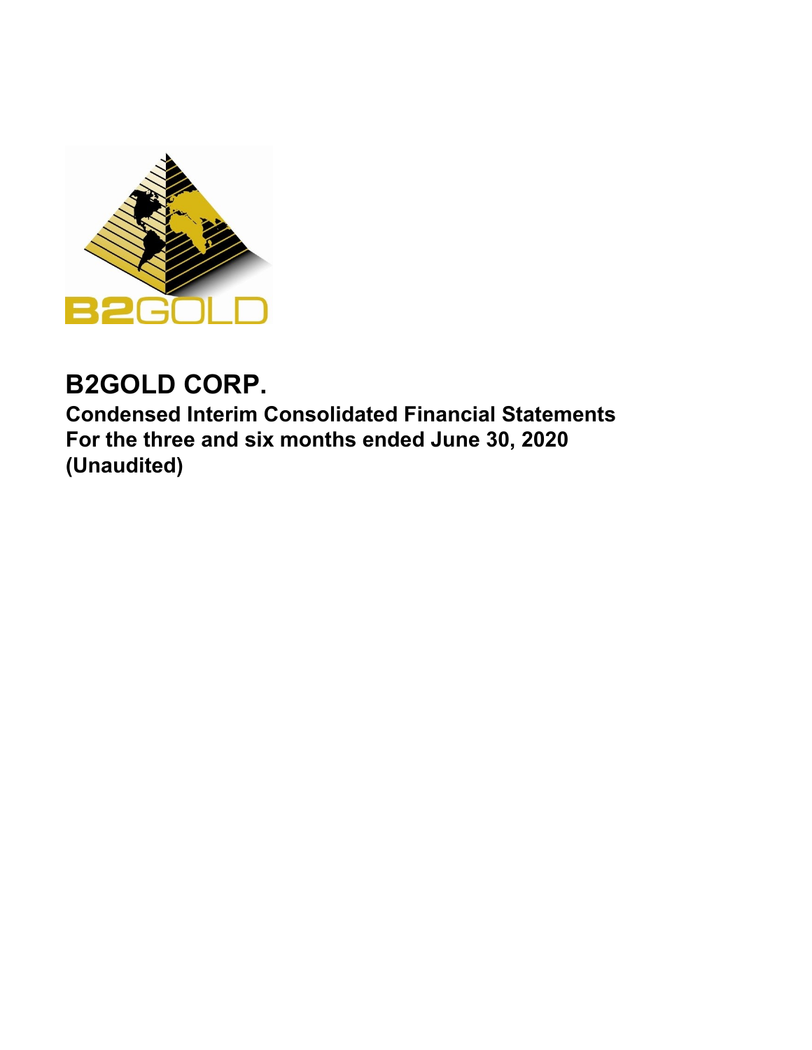# B2GOLD CORP.

**Condensed Interim Consolidated Financial Statements**
**For the three and six months ended June 30, 2020**
**(Unaudited)**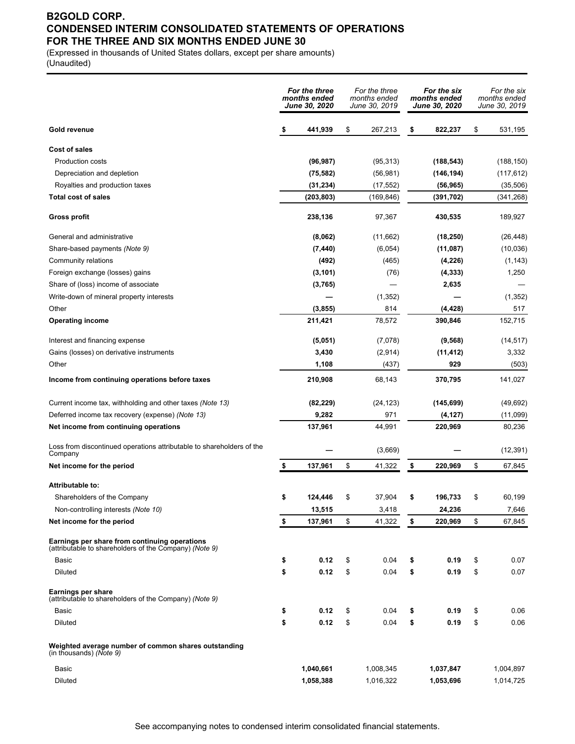# B2GOLD CORP.
# CONDENSED INTERIM CONSOLIDATED STATEMENTS OF OPERATIONS
# FOR THE THREE AND SIX MONTHS ENDED JUNE 30

(Expressed in thousands of United States dollars, except per share amounts)
(Unaudited)

| | ***For the three months ended June 30, 2020*** | *For the three months ended June 30, 2019* | ***For the six months ended June 30, 2020*** | *For the six months ended June 30, 2019* |
|---|---|---|---|---|
| **Gold revenue** | **$ 441,939** | $ 267,213 | **$ 822,237** | $ 531,195 |
| **Cost of sales** | | | | |
| Production costs | **(96,987)** | (95,313) | **(188,543)** | (188,150) |
| Depreciation and depletion | **(75,582)** | (56,981) | **(146,194)** | (117,612) |
| Royalties and production taxes | **(31,234)** | (17,552) | **(56,965)** | (35,506) |
| **Total cost of sales** | **(203,803)** | (169,846) | **(391,702)** | (341,268) |
| **Gross profit** | **238,136** | 97,367 | **430,535** | 189,927 |
| General and administrative | **(8,062)** | (11,662) | **(18,250)** | (26,448) |
| Share-based payments *(Note 9)* | **(7,440)** | (6,054) | **(11,087)** | (10,036) |
| Community relations | **(492)** | (465) | **(4,226)** | (1,143) |
| Foreign exchange (losses) gains | **(3,101)** | (76) | **(4,333)** | 1,250 |
| Share of (loss) income of associate | **(3,765)** | — | **2,635** | — |
| Write-down of mineral property interests | **—** | (1,352) | **—** | (1,352) |
| Other | **(3,855)** | 814 | **(4,428)** | 517 |
| **Operating income** | **211,421** | 78,572 | **390,846** | 152,715 |
| Interest and financing expense | **(5,051)** | (7,078) | **(9,568)** | (14,517) |
| Gains (losses) on derivative instruments | **3,430** | (2,914) | **(11,412)** | 3,332 |
| Other | **1,108** | (437) | **929** | (503) |
| **Income from continuing operations before taxes** | **210,908** | 68,143 | **370,795** | 141,027 |
| Current income tax, withholding and other taxes *(Note 13)* | **(82,229)** | (24,123) | **(145,699)** | (49,692) |
| Deferred income tax recovery (expense) *(Note 13)* | **9,282** | 971 | **(4,127)** | (11,099) |
| **Net income from continuing operations** | **137,961** | 44,991 | **220,969** | 80,236 |
| Loss from discontinued operations attributable to shareholders of the Company | **—** | (3,669) | **—** | (12,391) |
| **Net income for the period** | **$ 137,961** | $ 41,322 | **$ 220,969** | $ 67,845 |
| **Attributable to:** | | | | |
| Shareholders of the Company | **$ 124,446** | $ 37,904 | **$ 196,733** | $ 60,199 |
| Non-controlling interests *(Note 10)* | **13,515** | 3,418 | **24,236** | 7,646 |
| **Net income for the period** | **$ 137,961** | $ 41,322 | **$ 220,969** | $ 67,845 |
| **Earnings per share from continuing operations** (attributable to shareholders of the Company) *(Note 9)* | | | | |
| Basic | **$ 0.12** | $ 0.04 | **$ 0.19** | $ 0.07 |
| Diluted | **$ 0.12** | $ 0.04 | **$ 0.19** | $ 0.07 |
| **Earnings per share** (attributable to shareholders of the Company) *(Note 9)* | | | | |
| Basic | **$ 0.12** | $ 0.04 | **$ 0.19** | $ 0.06 |
| Diluted | **$ 0.12** | $ 0.04 | **$ 0.19** | $ 0.06 |
| **Weighted average number of common shares outstanding** (in thousands) *(Note 9)* | | | | |
| Basic | **1,040,661** | 1,008,345 | **1,037,847** | 1,004,897 |
| Diluted | **1,058,388** | 1,016,322 | **1,053,696** | 1,014,725 |

See accompanying notes to condensed interim consolidated financial statements.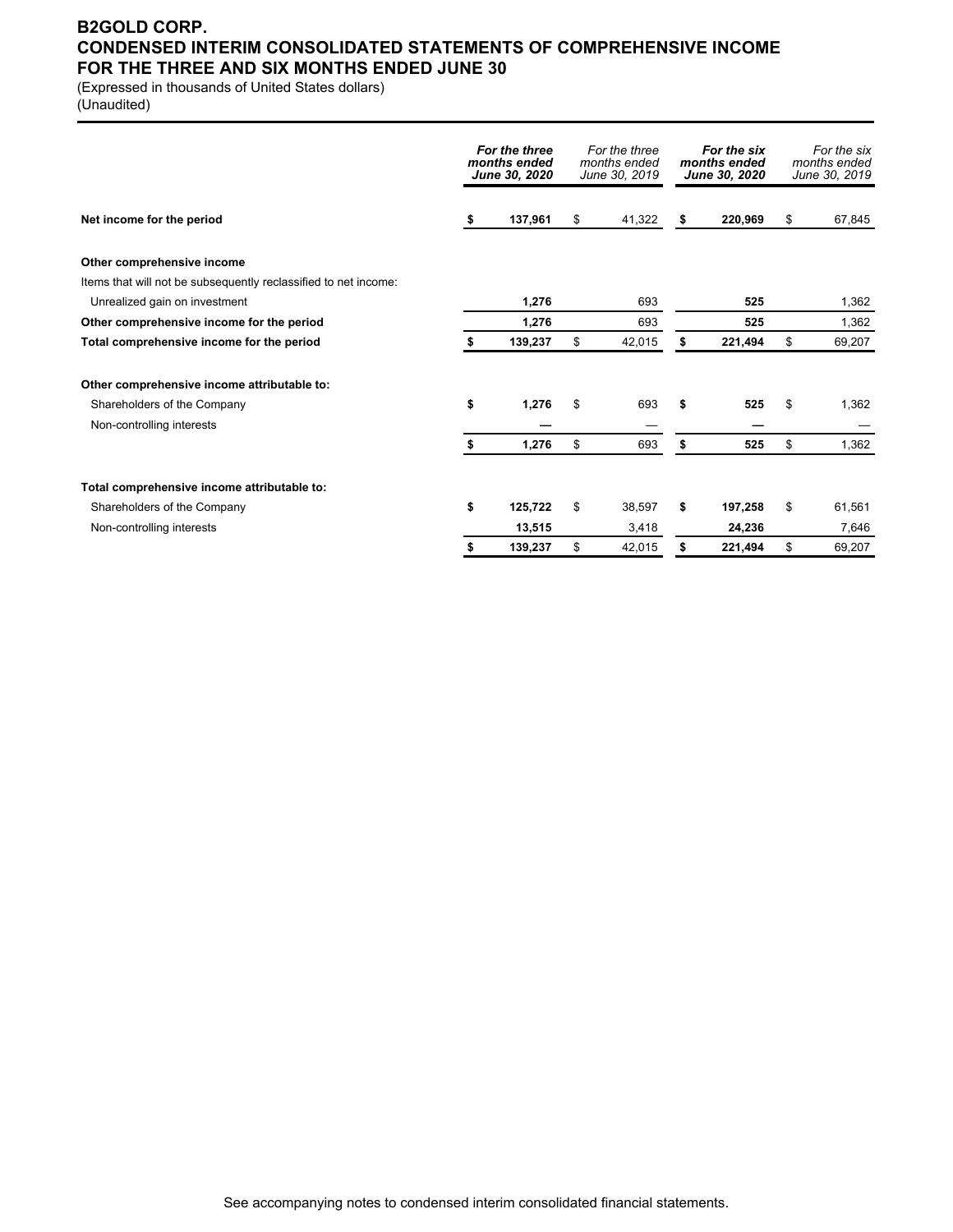# B2GOLD CORP.
# CONDENSED INTERIM CONSOLIDATED STATEMENTS OF COMPREHENSIVE INCOME
# FOR THE THREE AND SIX MONTHS ENDED JUNE 30

(Expressed in thousands of United States dollars)
(Unaudited)

| | ***For the three months ended June 30, 2020*** | *For the three months ended June 30, 2019* | ***For the six months ended June 30, 2020*** | *For the six months ended June 30, 2019* |
|---|---|---|---|---|
| **Net income for the period** | **$ 137,961** | $ 41,322 | **$ 220,969** | $ 67,845 |
| | | | | |
| **Other comprehensive income** | | | | |
| Items that will not be subsequently reclassified to net income: | | | | |
| Unrealized gain on investment | **1,276** | 693 | **525** | 1,362 |
| **Other comprehensive income for the period** | **1,276** | 693 | **525** | 1,362 |
| **Total comprehensive income for the period** | **$ 139,237** | $ 42,015 | **$ 221,494** | $ 69,207 |
| | | | | |
| **Other comprehensive income attributable to:** | | | | |
| Shareholders of the Company | **$ 1,276** | $ 693 | **$ 525** | $ 1,362 |
| Non-controlling interests | **—** | — | **—** | — |
| | **$ 1,276** | $ 693 | **$ 525** | $ 1,362 |
| | | | | |
| **Total comprehensive income attributable to:** | | | | |
| Shareholders of the Company | **$ 125,722** | $ 38,597 | **$ 197,258** | $ 61,561 |
| Non-controlling interests | **13,515** | 3,418 | **24,236** | 7,646 |
| | **$ 139,237** | $ 42,015 | **$ 221,494** | $ 69,207 |

See accompanying notes to condensed interim consolidated financial statements.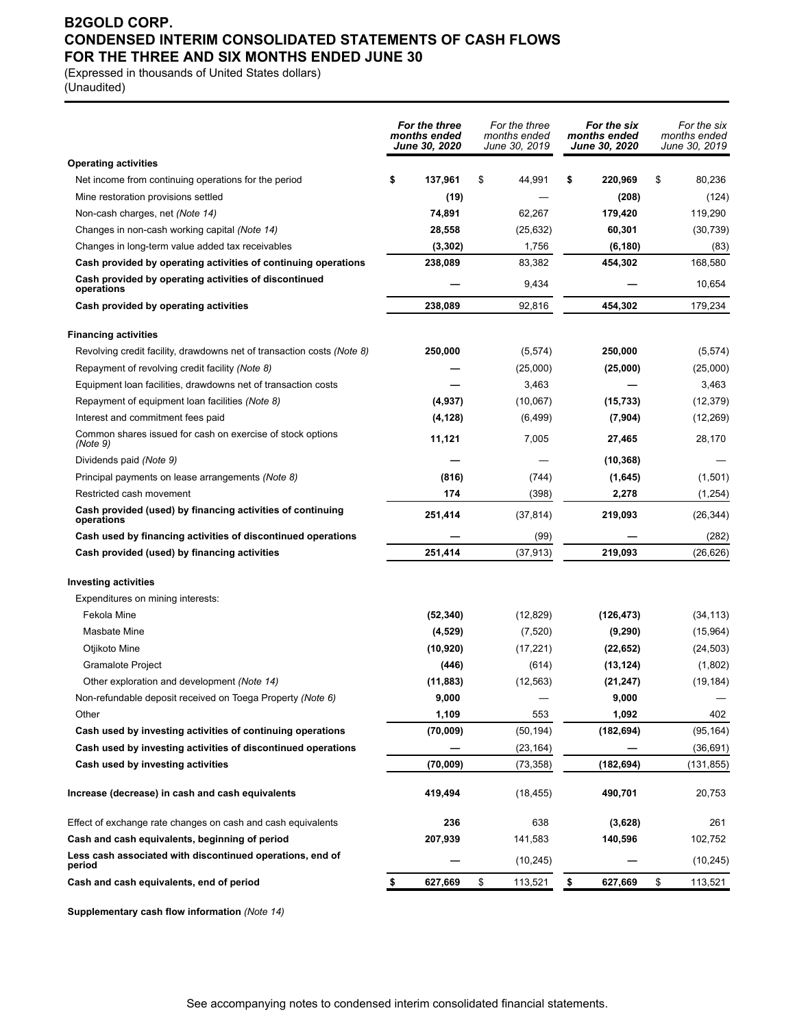# B2GOLD CORP.
# CONDENSED INTERIM CONSOLIDATED STATEMENTS OF CASH FLOWS
# FOR THE THREE AND SIX MONTHS ENDED JUNE 30

(Expressed in thousands of United States dollars)
(Unaudited)

| | ***For the three months ended June 30, 2020*** | *For the three months ended June 30, 2019* | ***For the six months ended June 30, 2020*** | *For the six months ended June 30, 2019* |
|---|---|---|---|---|
| **Operating activities** | | | | |
| Net income from continuing operations for the period | **$ 137,961** | $ 44,991 | **$ 220,969** | $ 80,236 |
| Mine restoration provisions settled | **(19)** | — | **(208)** | (124) |
| Non-cash charges, net *(Note 14)* | **74,891** | 62,267 | **179,420** | 119,290 |
| Changes in non-cash working capital *(Note 14)* | **28,558** | (25,632) | **60,301** | (30,739) |
| Changes in long-term value added tax receivables | **(3,302)** | 1,756 | **(6,180)** | (83) |
| **Cash provided by operating activities of continuing operations** | **238,089** | 83,382 | **454,302** | 168,580 |
| **Cash provided by operating activities of discontinued operations** | **—** | 9,434 | **—** | 10,654 |
| **Cash provided by operating activities** | **238,089** | 92,816 | **454,302** | 179,234 |
| **Financing activities** | | | | |
| Revolving credit facility, drawdowns net of transaction costs *(Note 8)* | **250,000** | (5,574) | **250,000** | (5,574) |
| Repayment of revolving credit facility *(Note 8)* | **—** | (25,000) | **(25,000)** | (25,000) |
| Equipment loan facilities, drawdowns net of transaction costs | **—** | 3,463 | **—** | 3,463 |
| Repayment of equipment loan facilities *(Note 8)* | **(4,937)** | (10,067) | **(15,733)** | (12,379) |
| Interest and commitment fees paid | **(4,128)** | (6,499) | **(7,904)** | (12,269) |
| Common shares issued for cash on exercise of stock options *(Note 9)* | **11,121** | 7,005 | **27,465** | 28,170 |
| Dividends paid *(Note 9)* | **—** | — | **(10,368)** | — |
| Principal payments on lease arrangements *(Note 8)* | **(816)** | (744) | **(1,645)** | (1,501) |
| Restricted cash movement | **174** | (398) | **2,278** | (1,254) |
| **Cash provided (used) by financing activities of continuing operations** | **251,414** | (37,814) | **219,093** | (26,344) |
| **Cash used by financing activities of discontinued operations** | **—** | (99) | **—** | (282) |
| **Cash provided (used) by financing activities** | **251,414** | (37,913) | **219,093** | (26,626) |
| **Investing activities** | | | | |
| Expenditures on mining interests: | | | | |
| Fekola Mine | **(52,340)** | (12,829) | **(126,473)** | (34,113) |
| Masbate Mine | **(4,529)** | (7,520) | **(9,290)** | (15,964) |
| Otjikoto Mine | **(10,920)** | (17,221) | **(22,652)** | (24,503) |
| Gramalote Project | **(446)** | (614) | **(13,124)** | (1,802) |
| Other exploration and development *(Note 14)* | **(11,883)** | (12,563) | **(21,247)** | (19,184) |
| Non-refundable deposit received on Toega Property *(Note 6)* | **9,000** | — | **9,000** | — |
| Other | **1,109** | 553 | **1,092** | 402 |
| **Cash used by investing activities of continuing operations** | **(70,009)** | (50,194) | **(182,694)** | (95,164) |
| **Cash used by investing activities of discontinued operations** | **—** | (23,164) | **—** | (36,691) |
| **Cash used by investing activities** | **(70,009)** | (73,358) | **(182,694)** | (131,855) |
| **Increase (decrease) in cash and cash equivalents** | **419,494** | (18,455) | **490,701** | 20,753 |
| Effect of exchange rate changes on cash and cash equivalents | **236** | 638 | **(3,628)** | 261 |
| **Cash and cash equivalents, beginning of period** | **207,939** | 141,583 | **140,596** | 102,752 |
| **Less cash associated with discontinued operations, end of period** | **—** | (10,245) | **—** | (10,245) |
| **Cash and cash equivalents, end of period** | **$ 627,669** | $ 113,521 | **$ 627,669** | $ 113,521 |

**Supplementary cash flow information** *(Note 14)*

See accompanying notes to condensed interim consolidated financial statements.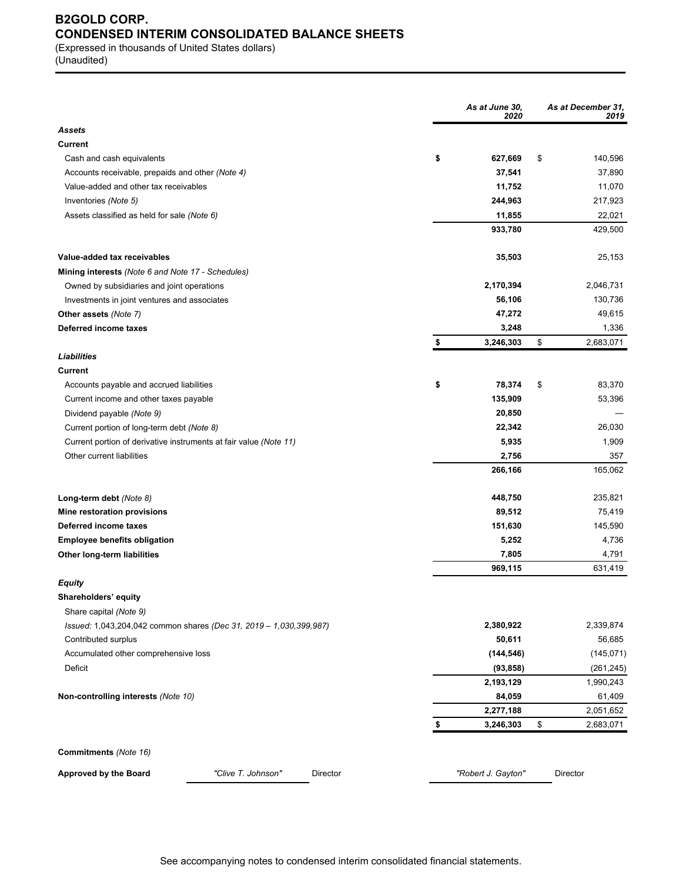# B2GOLD CORP.
# CONDENSED INTERIM CONSOLIDATED BALANCE SHEETS

(Expressed in thousands of United States dollars)
(Unaudited)

| | As at June 30, 2020 | As at December 31, 2019 |
|---|---|---|
| ***Assets*** | | |
| **Current** | | |
| Cash and cash equivalents | **$ 627,669** | $ 140,596 |
| Accounts receivable, prepaids and other *(Note 4)* | **37,541** | 37,890 |
| Value-added and other tax receivables | **11,752** | 11,070 |
| Inventories *(Note 5)* | **244,963** | 217,923 |
| Assets classified as held for sale *(Note 6)* | **11,855** | 22,021 |
| | **933,780** | 429,500 |
| **Value-added tax receivables** | **35,503** | 25,153 |
| **Mining interests** *(Note 6 and Note 17 - Schedules)* | | |
| Owned by subsidiaries and joint operations | **2,170,394** | 2,046,731 |
| Investments in joint ventures and associates | **56,106** | 130,736 |
| **Other assets** *(Note 7)* | **47,272** | 49,615 |
| **Deferred income taxes** | **3,248** | 1,336 |
| | **$ 3,246,303** | $ 2,683,071 |
| ***Liabilities*** | | |
| **Current** | | |
| Accounts payable and accrued liabilities | **$ 78,374** | $ 83,370 |
| Current income and other taxes payable | **135,909** | 53,396 |
| Dividend payable *(Note 9)* | **20,850** | — |
| Current portion of long-term debt *(Note 8)* | **22,342** | 26,030 |
| Current portion of derivative instruments at fair value *(Note 11)* | **5,935** | 1,909 |
| Other current liabilities | **2,756** | 357 |
| | **266,166** | 165,062 |
| **Long-term debt** *(Note 8)* | **448,750** | 235,821 |
| **Mine restoration provisions** | **89,512** | 75,419 |
| **Deferred income taxes** | **151,630** | 145,590 |
| **Employee benefits obligation** | **5,252** | 4,736 |
| **Other long-term liabilities** | **7,805** | 4,791 |
| | **969,115** | 631,419 |
| ***Equity*** | | |
| **Shareholders' equity** | | |
| Share capital *(Note 9)* | | |
| *Issued:* 1,043,204,042 common shares *(Dec 31, 2019 – 1,030,399,987)* | **2,380,922** | 2,339,874 |
| Contributed surplus | **50,611** | 56,685 |
| Accumulated other comprehensive loss | **(144,546)** | (145,071) |
| Deficit | **(93,858)** | (261,245) |
| | **2,193,129** | 1,990,243 |
| **Non-controlling interests** *(Note 10)* | **84,059** | 61,409 |
| | **2,277,188** | 2,051,652 |
| | **$ 3,246,303** | $ 2,683,071 |

**Commitments** *(Note 16)*

**Approved by the Board** *"Clive T. Johnson"* Director *"Robert J. Gayton"* Director

See accompanying notes to condensed interim consolidated financial statements.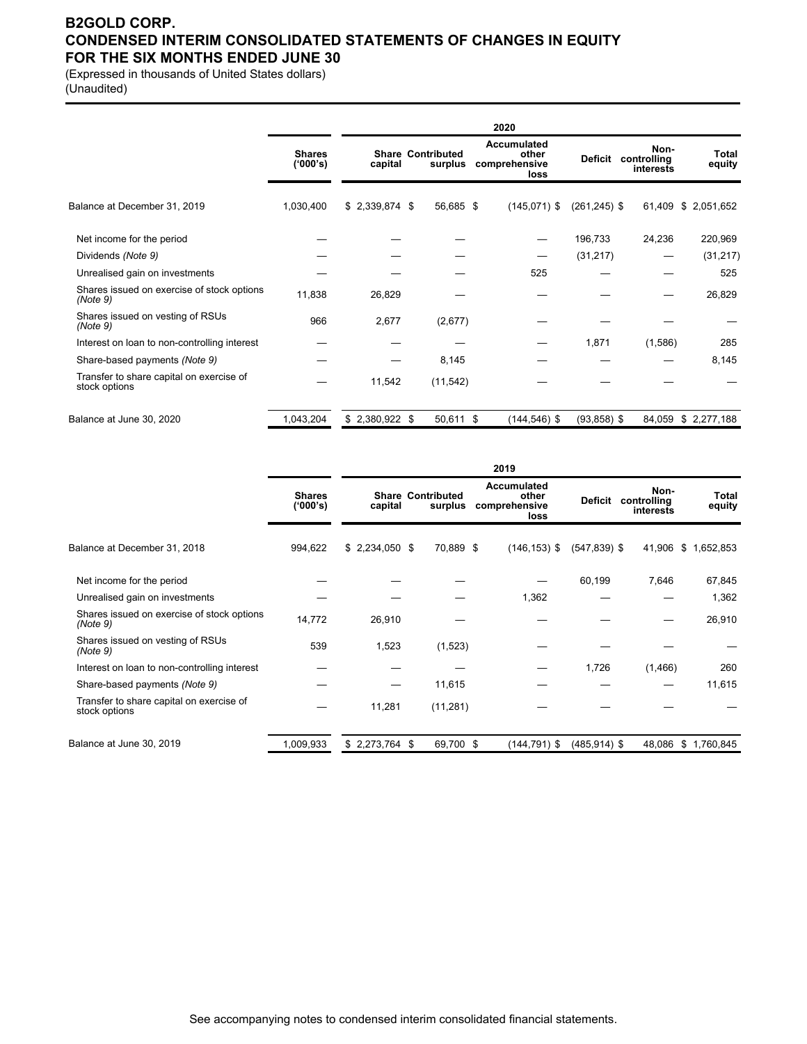# B2GOLD CORP.
# CONDENSED INTERIM CONSOLIDATED STATEMENTS OF CHANGES IN EQUITY
# FOR THE SIX MONTHS ENDED JUNE 30

(Expressed in thousands of United States dollars)
(Unaudited)

| | 2020 | | | | | | |
|---|---|---|---|---|---|---|---|
| | Shares ('000's) | Share capital | Contributed surplus | Accumulated other comprehensive loss | Deficit | Non-controlling interests | Total equity |
| Balance at December 31, 2019 | 1,030,400 | $ 2,339,874 | $ 56,685 | $ (145,071) | $ (261,245) | $ 61,409 | $ 2,051,652 |
| Net income for the period | — | — | — | — | 196,733 | 24,236 | 220,969 |
| Dividends *(Note 9)* | — | — | — | — | (31,217) | — | (31,217) |
| Unrealised gain on investments | — | — | — | 525 | — | — | 525 |
| Shares issued on exercise of stock options *(Note 9)* | 11,838 | 26,829 | — | — | — | — | 26,829 |
| Shares issued on vesting of RSUs *(Note 9)* | 966 | 2,677 | (2,677) | — | — | — | — |
| Interest on loan to non-controlling interest | — | — | — | — | 1,871 | (1,586) | 285 |
| Share-based payments *(Note 9)* | — | — | 8,145 | — | — | — | 8,145 |
| Transfer to share capital on exercise of stock options | — | 11,542 | (11,542) | — | — | — | — |
| Balance at June 30, 2020 | 1,043,204 | $ 2,380,922 | $ 50,611 | $ (144,546) | $ (93,858) | $ 84,059 | $ 2,277,188 |

| | 2019 | | | | | | |
|---|---|---|---|---|---|---|---|
| | Shares ('000's) | Share capital | Contributed surplus | Accumulated other comprehensive loss | Deficit | Non-controlling interests | Total equity |
| Balance at December 31, 2018 | 994,622 | $ 2,234,050 | $ 70,889 | $ (146,153) | $ (547,839) | $ 41,906 | $ 1,652,853 |
| Net income for the period | — | — | — | — | 60,199 | 7,646 | 67,845 |
| Unrealised gain on investments | — | — | — | 1,362 | — | — | 1,362 |
| Shares issued on exercise of stock options *(Note 9)* | 14,772 | 26,910 | — | — | — | — | 26,910 |
| Shares issued on vesting of RSUs *(Note 9)* | 539 | 1,523 | (1,523) | — | — | — | — |
| Interest on loan to non-controlling interest | — | — | — | — | 1,726 | (1,466) | 260 |
| Share-based payments *(Note 9)* | — | — | 11,615 | — | — | — | 11,615 |
| Transfer to share capital on exercise of stock options | — | 11,281 | (11,281) | — | — | — | — |
| Balance at June 30, 2019 | 1,009,933 | $ 2,273,764 | $ 69,700 | $ (144,791) | $ (485,914) | $ 48,086 | $ 1,760,845 |

See accompanying notes to condensed interim consolidated financial statements.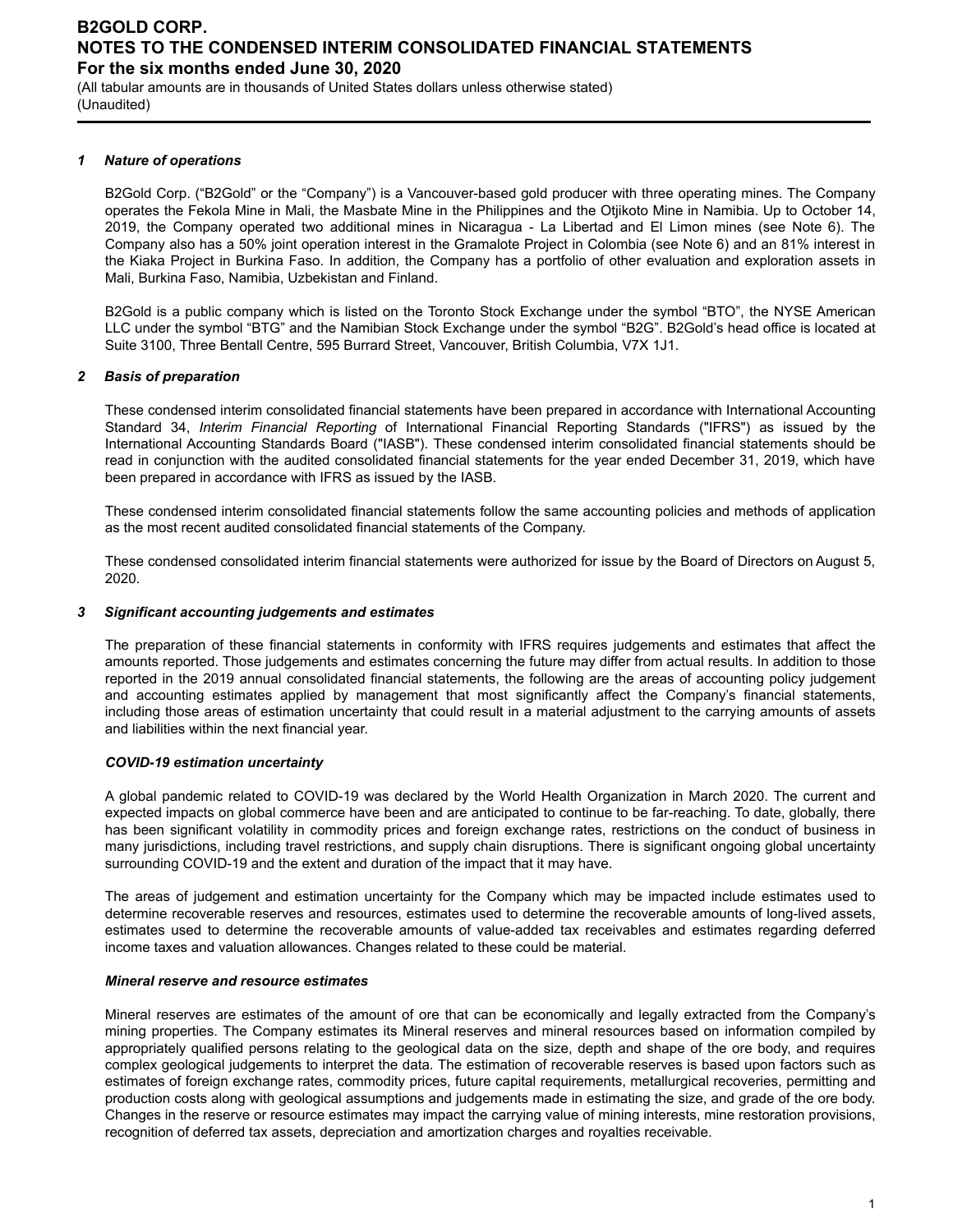### *1 Nature of operations*

B2Gold Corp. ("B2Gold" or the "Company") is a Vancouver-based gold producer with three operating mines. The Company operates the Fekola Mine in Mali, the Masbate Mine in the Philippines and the Otjikoto Mine in Namibia. Up to October 14, 2019, the Company operated two additional mines in Nicaragua - La Libertad and El Limon mines (see Note 6). The Company also has a 50% joint operation interest in the Gramalote Project in Colombia (see Note 6) and an 81% interest in the Kiaka Project in Burkina Faso. In addition, the Company has a portfolio of other evaluation and exploration assets in Mali, Burkina Faso, Namibia, Uzbekistan and Finland.

B2Gold is a public company which is listed on the Toronto Stock Exchange under the symbol "BTO", the NYSE American LLC under the symbol "BTG" and the Namibian Stock Exchange under the symbol "B2G". B2Gold's head office is located at Suite 3100, Three Bentall Centre, 595 Burrard Street, Vancouver, British Columbia, V7X 1J1.

### *2 Basis of preparation*

These condensed interim consolidated financial statements have been prepared in accordance with International Accounting Standard 34, *Interim Financial Reporting* of International Financial Reporting Standards ("IFRS") as issued by the International Accounting Standards Board ("IASB"). These condensed interim consolidated financial statements should be read in conjunction with the audited consolidated financial statements for the year ended December 31, 2019, which have been prepared in accordance with IFRS as issued by the IASB.

These condensed interim consolidated financial statements follow the same accounting policies and methods of application as the most recent audited consolidated financial statements of the Company.

These condensed consolidated interim financial statements were authorized for issue by the Board of Directors on August 5, 2020.

### *3 Significant accounting judgements and estimates*

The preparation of these financial statements in conformity with IFRS requires judgements and estimates that affect the amounts reported. Those judgements and estimates concerning the future may differ from actual results. In addition to those reported in the 2019 annual consolidated financial statements, the following are the areas of accounting policy judgement and accounting estimates applied by management that most significantly affect the Company's financial statements, including those areas of estimation uncertainty that could result in a material adjustment to the carrying amounts of assets and liabilities within the next financial year.

#### *COVID-19 estimation uncertainty*

A global pandemic related to COVID-19 was declared by the World Health Organization in March 2020. The current and expected impacts on global commerce have been and are anticipated to continue to be far-reaching. To date, globally, there has been significant volatility in commodity prices and foreign exchange rates, restrictions on the conduct of business in many jurisdictions, including travel restrictions, and supply chain disruptions. There is significant ongoing global uncertainty surrounding COVID-19 and the extent and duration of the impact that it may have.

The areas of judgement and estimation uncertainty for the Company which may be impacted include estimates used to determine recoverable reserves and resources, estimates used to determine the recoverable amounts of long-lived assets, estimates used to determine the recoverable amounts of value-added tax receivables and estimates regarding deferred income taxes and valuation allowances. Changes related to these could be material.

#### *Mineral reserve and resource estimates*

Mineral reserves are estimates of the amount of ore that can be economically and legally extracted from the Company's mining properties. The Company estimates its Mineral reserves and mineral resources based on information compiled by appropriately qualified persons relating to the geological data on the size, depth and shape of the ore body, and requires complex geological judgements to interpret the data. The estimation of recoverable reserves is based upon factors such as estimates of foreign exchange rates, commodity prices, future capital requirements, metallurgical recoveries, permitting and production costs along with geological assumptions and judgements made in estimating the size, and grade of the ore body. Changes in the reserve or resource estimates may impact the carrying value of mining interests, mine restoration provisions, recognition of deferred tax assets, depreciation and amortization charges and royalties receivable.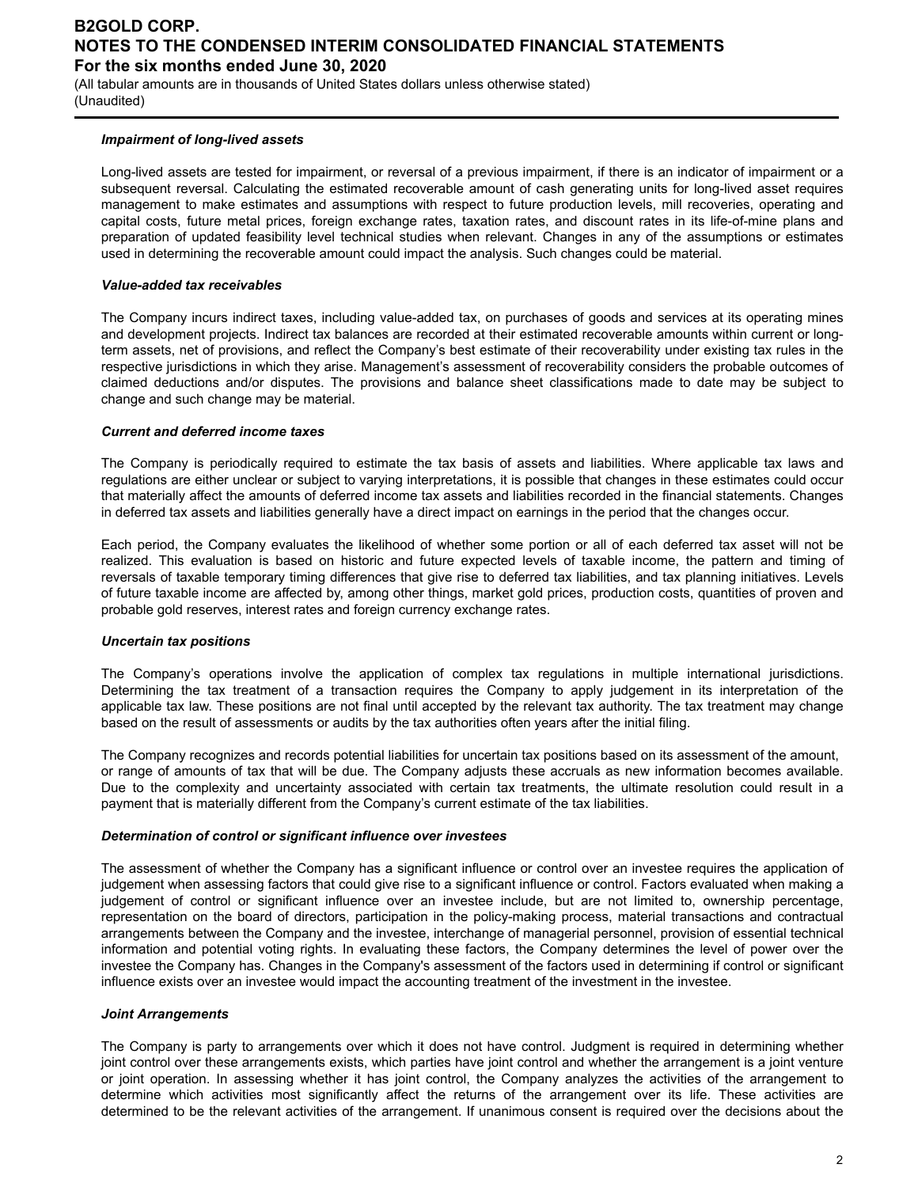***Impairment of long-lived assets***

Long-lived assets are tested for impairment, or reversal of a previous impairment, if there is an indicator of impairment or a subsequent reversal. Calculating the estimated recoverable amount of cash generating units for long-lived asset requires management to make estimates and assumptions with respect to future production levels, mill recoveries, operating and capital costs, future metal prices, foreign exchange rates, taxation rates, and discount rates in its life-of-mine plans and preparation of updated feasibility level technical studies when relevant. Changes in any of the assumptions or estimates used in determining the recoverable amount could impact the analysis. Such changes could be material.

***Value-added tax receivables***

The Company incurs indirect taxes, including value-added tax, on purchases of goods and services at its operating mines and development projects. Indirect tax balances are recorded at their estimated recoverable amounts within current or long-term assets, net of provisions, and reflect the Company's best estimate of their recoverability under existing tax rules in the respective jurisdictions in which they arise. Management's assessment of recoverability considers the probable outcomes of claimed deductions and/or disputes. The provisions and balance sheet classifications made to date may be subject to change and such change may be material.

***Current and deferred income taxes***

The Company is periodically required to estimate the tax basis of assets and liabilities. Where applicable tax laws and regulations are either unclear or subject to varying interpretations, it is possible that changes in these estimates could occur that materially affect the amounts of deferred income tax assets and liabilities recorded in the financial statements. Changes in deferred tax assets and liabilities generally have a direct impact on earnings in the period that the changes occur.

Each period, the Company evaluates the likelihood of whether some portion or all of each deferred tax asset will not be realized. This evaluation is based on historic and future expected levels of taxable income, the pattern and timing of reversals of taxable temporary timing differences that give rise to deferred tax liabilities, and tax planning initiatives. Levels of future taxable income are affected by, among other things, market gold prices, production costs, quantities of proven and probable gold reserves, interest rates and foreign currency exchange rates.

***Uncertain tax positions***

The Company's operations involve the application of complex tax regulations in multiple international jurisdictions. Determining the tax treatment of a transaction requires the Company to apply judgement in its interpretation of the applicable tax law. These positions are not final until accepted by the relevant tax authority. The tax treatment may change based on the result of assessments or audits by the tax authorities often years after the initial filing.

The Company recognizes and records potential liabilities for uncertain tax positions based on its assessment of the amount, or range of amounts of tax that will be due. The Company adjusts these accruals as new information becomes available. Due to the complexity and uncertainty associated with certain tax treatments, the ultimate resolution could result in a payment that is materially different from the Company's current estimate of the tax liabilities.

***Determination of control or significant influence over investees***

The assessment of whether the Company has a significant influence or control over an investee requires the application of judgement when assessing factors that could give rise to a significant influence or control. Factors evaluated when making a judgement of control or significant influence over an investee include, but are not limited to, ownership percentage, representation on the board of directors, participation in the policy-making process, material transactions and contractual arrangements between the Company and the investee, interchange of managerial personnel, provision of essential technical information and potential voting rights. In evaluating these factors, the Company determines the level of power over the investee the Company has. Changes in the Company's assessment of the factors used in determining if control or significant influence exists over an investee would impact the accounting treatment of the investment in the investee.

***Joint Arrangements***

The Company is party to arrangements over which it does not have control. Judgment is required in determining whether joint control over these arrangements exists, which parties have joint control and whether the arrangement is a joint venture or joint operation. In assessing whether it has joint control, the Company analyzes the activities of the arrangement to determine which activities most significantly affect the returns of the arrangement over its life. These activities are determined to be the relevant activities of the arrangement. If unanimous consent is required over the decisions about the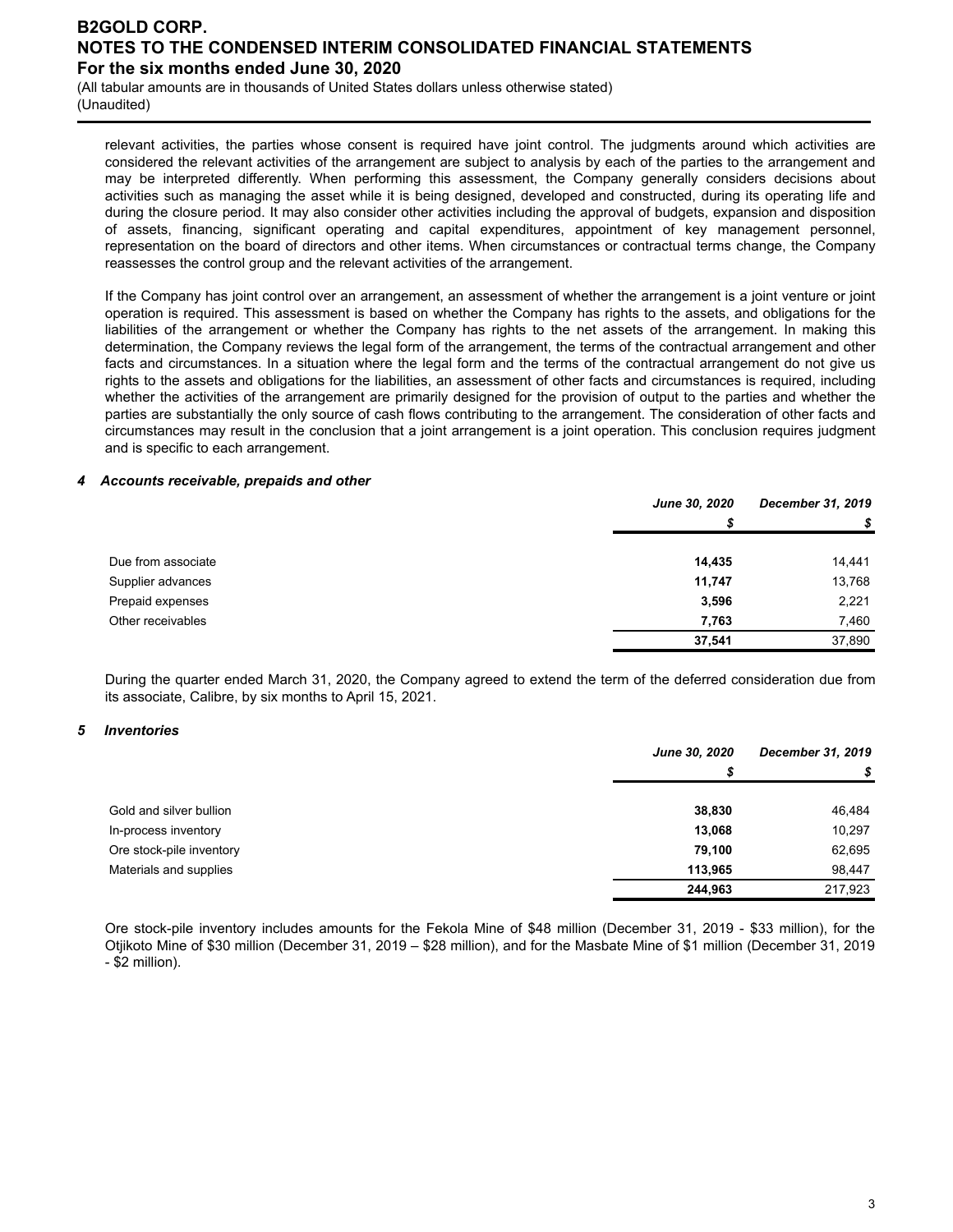relevant activities, the parties whose consent is required have joint control. The judgments around which activities are considered the relevant activities of the arrangement are subject to analysis by each of the parties to the arrangement and may be interpreted differently. When performing this assessment, the Company generally considers decisions about activities such as managing the asset while it is being designed, developed and constructed, during its operating life and during the closure period. It may also consider other activities including the approval of budgets, expansion and disposition of assets, financing, significant operating and capital expenditures, appointment of key management personnel, representation on the board of directors and other items. When circumstances or contractual terms change, the Company reassesses the control group and the relevant activities of the arrangement.

If the Company has joint control over an arrangement, an assessment of whether the arrangement is a joint venture or joint operation is required. This assessment is based on whether the Company has rights to the assets, and obligations for the liabilities of the arrangement or whether the Company has rights to the net assets of the arrangement. In making this determination, the Company reviews the legal form of the arrangement, the terms of the contractual arrangement and other facts and circumstances. In a situation where the legal form and the terms of the contractual arrangement do not give us rights to the assets and obligations for the liabilities, an assessment of other facts and circumstances is required, including whether the activities of the arrangement are primarily designed for the provision of output to the parties and whether the parties are substantially the only source of cash flows contributing to the arrangement. The consideration of other facts and circumstances may result in the conclusion that a joint arrangement is a joint operation. This conclusion requires judgment and is specific to each arrangement.

### *4 Accounts receivable, prepaids and other*

| | *June 30, 2020* | *December 31, 2019* |
|---|---|---|
| | *$* | *$* |
| Due from associate | **14,435** | 14,441 |
| Supplier advances | **11,747** | 13,768 |
| Prepaid expenses | **3,596** | 2,221 |
| Other receivables | **7,763** | 7,460 |
| | **37,541** | 37,890 |

During the quarter ended March 31, 2020, the Company agreed to extend the term of the deferred consideration due from its associate, Calibre, by six months to April 15, 2021.

### *5 Inventories*

| | *June 30, 2020* | *December 31, 2019* |
|---|---|---|
| | *$* | *$* |
| Gold and silver bullion | **38,830** | 46,484 |
| In-process inventory | **13,068** | 10,297 |
| Ore stock-pile inventory | **79,100** | 62,695 |
| Materials and supplies | **113,965** | 98,447 |
| | **244,963** | 217,923 |

Ore stock-pile inventory includes amounts for the Fekola Mine of $48 million (December 31, 2019 - $33 million), for the Otjikoto Mine of $30 million (December 31, 2019 – $28 million), and for the Masbate Mine of $1 million (December 31, 2019 - $2 million).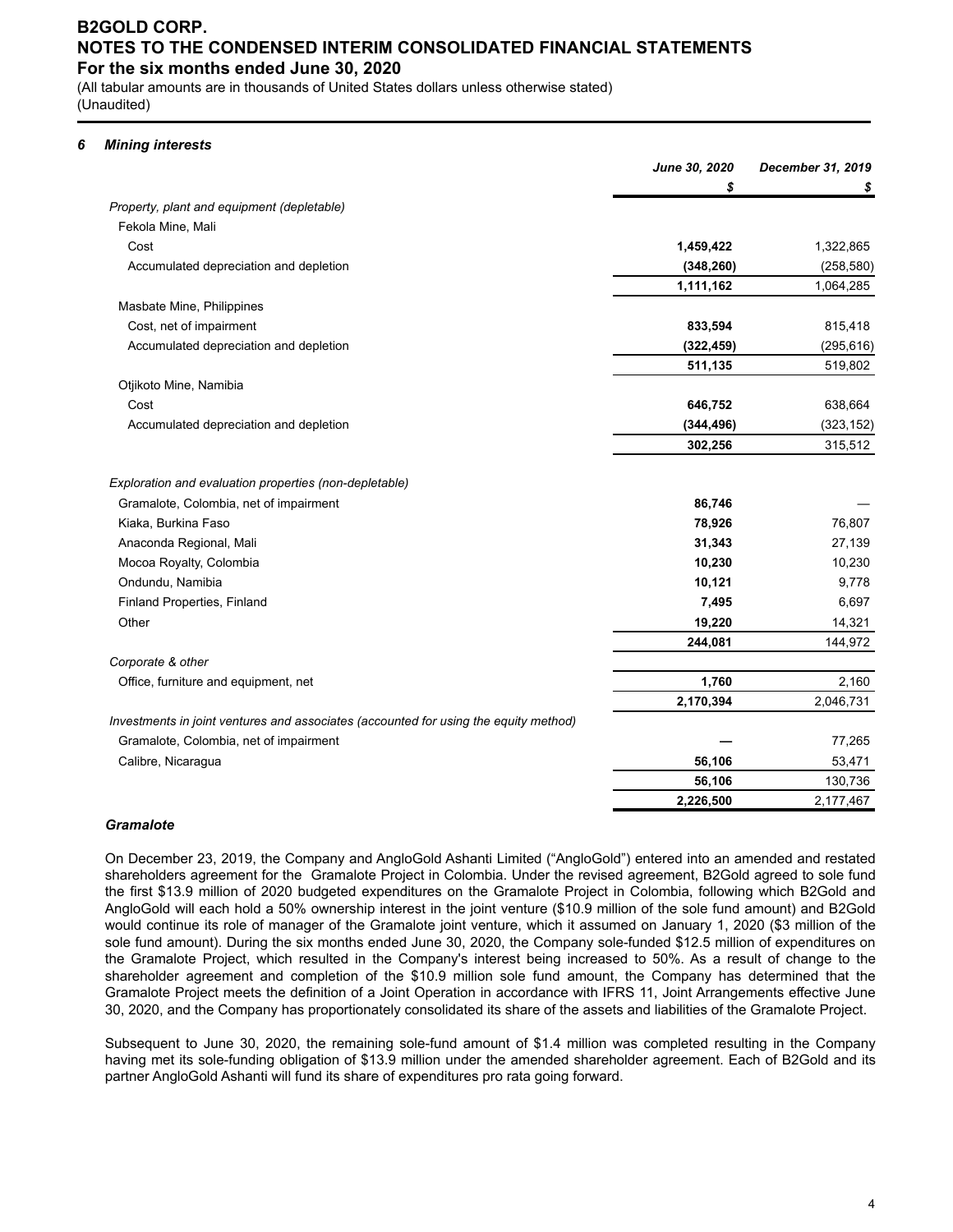### 6 Mining interests

| | June 30, 2020 | December 31, 2019 |
|---|---|---|
| | $ | $ |
| *Property, plant and equipment (depletable)* | | |
| Fekola Mine, Mali | | |
| Cost | **1,459,422** | 1,322,865 |
| Accumulated depreciation and depletion | **(348,260)** | (258,580) |
| | **1,111,162** | 1,064,285 |
| Masbate Mine, Philippines | | |
| Cost, net of impairment | **833,594** | 815,418 |
| Accumulated depreciation and depletion | **(322,459)** | (295,616) |
| | **511,135** | 519,802 |
| Otjikoto Mine, Namibia | | |
| Cost | **646,752** | 638,664 |
| Accumulated depreciation and depletion | **(344,496)** | (323,152) |
| | **302,256** | 315,512 |
| *Exploration and evaluation properties (non-depletable)* | | |
| Gramalote, Colombia, net of impairment | **86,746** | — |
| Kiaka, Burkina Faso | **78,926** | 76,807 |
| Anaconda Regional, Mali | **31,343** | 27,139 |
| Mocoa Royalty, Colombia | **10,230** | 10,230 |
| Ondundu, Namibia | **10,121** | 9,778 |
| Finland Properties, Finland | **7,495** | 6,697 |
| Other | **19,220** | 14,321 |
| | **244,081** | 144,972 |
| *Corporate & other* | | |
| Office, furniture and equipment, net | **1,760** | 2,160 |
| | **2,170,394** | 2,046,731 |
| *Investments in joint ventures and associates (accounted for using the equity method)* | | |
| Gramalote, Colombia, net of impairment | **—** | 77,265 |
| Calibre, Nicaragua | **56,106** | 53,471 |
| | **56,106** | 130,736 |
| | **2,226,500** | 2,177,467 |

#### *Gramalote*

On December 23, 2019, the Company and AngloGold Ashanti Limited ("AngloGold") entered into an amended and restated shareholders agreement for the Gramalote Project in Colombia. Under the revised agreement, B2Gold agreed to sole fund the first $13.9 million of 2020 budgeted expenditures on the Gramalote Project in Colombia, following which B2Gold and AngloGold will each hold a 50% ownership interest in the joint venture ($10.9 million of the sole fund amount) and B2Gold would continue its role of manager of the Gramalote joint venture, which it assumed on January 1, 2020 ($3 million of the sole fund amount). During the six months ended June 30, 2020, the Company sole-funded $12.5 million of expenditures on the Gramalote Project, which resulted in the Company's interest being increased to 50%. As a result of change to the shareholder agreement and completion of the $10.9 million sole fund amount, the Company has determined that the Gramalote Project meets the definition of a Joint Operation in accordance with IFRS 11, Joint Arrangements effective June 30, 2020, and the Company has proportionately consolidated its share of the assets and liabilities of the Gramalote Project.

Subsequent to June 30, 2020, the remaining sole-fund amount of $1.4 million was completed resulting in the Company having met its sole-funding obligation of $13.9 million under the amended shareholder agreement. Each of B2Gold and its partner AngloGold Ashanti will fund its share of expenditures pro rata going forward.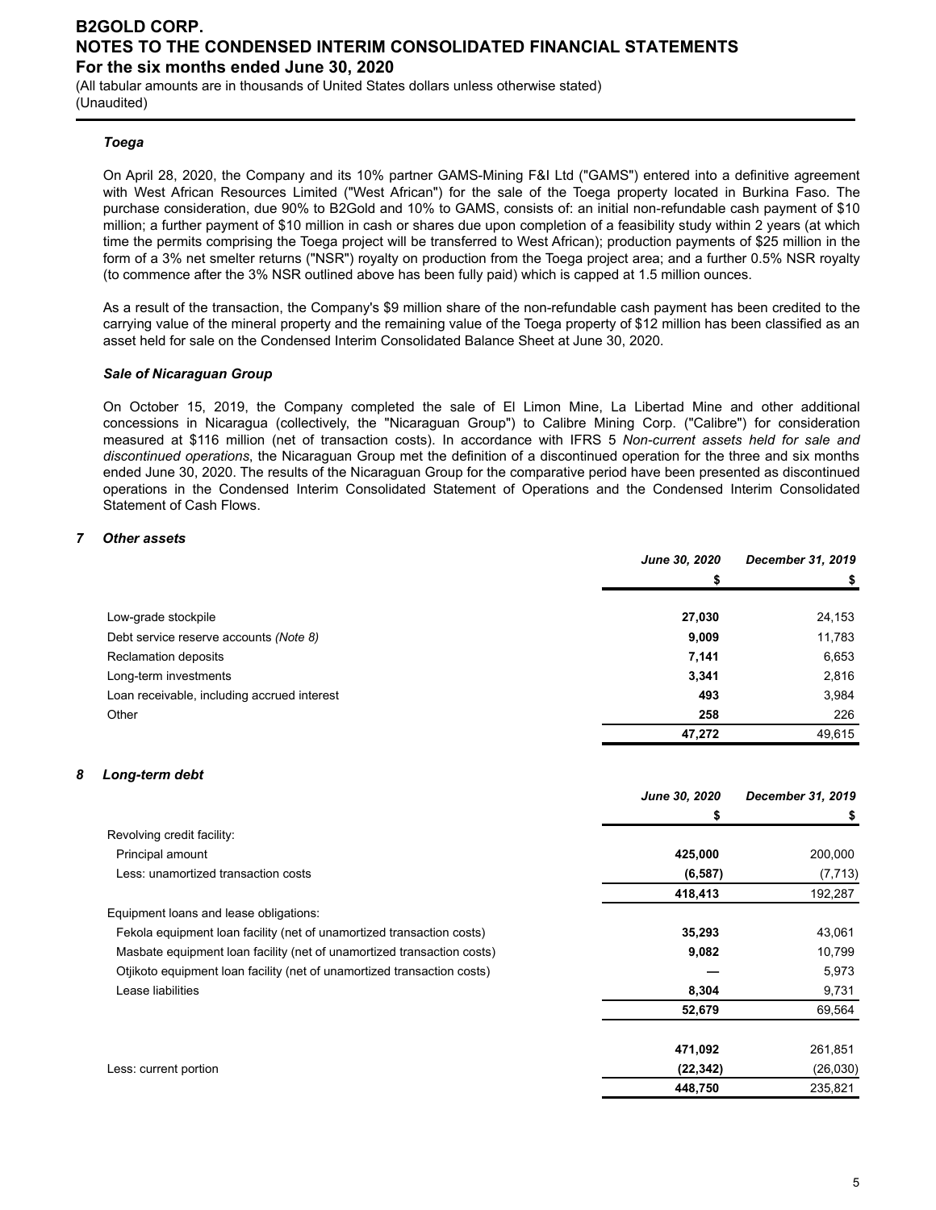### *Toega*

On April 28, 2020, the Company and its 10% partner GAMS-Mining F&I Ltd ("GAMS") entered into a definitive agreement with West African Resources Limited ("West African") for the sale of the Toega property located in Burkina Faso. The purchase consideration, due 90% to B2Gold and 10% to GAMS, consists of: an initial non-refundable cash payment of $10 million; a further payment of $10 million in cash or shares due upon completion of a feasibility study within 2 years (at which time the permits comprising the Toega project will be transferred to West African); production payments of $25 million in the form of a 3% net smelter returns ("NSR") royalty on production from the Toega project area; and a further 0.5% NSR royalty (to commence after the 3% NSR outlined above has been fully paid) which is capped at 1.5 million ounces.

As a result of the transaction, the Company's $9 million share of the non-refundable cash payment has been credited to the carrying value of the mineral property and the remaining value of the Toega property of $12 million has been classified as an asset held for sale on the Condensed Interim Consolidated Balance Sheet at June 30, 2020.

### *Sale of Nicaraguan Group*

On October 15, 2019, the Company completed the sale of El Limon Mine, La Libertad Mine and other additional concessions in Nicaragua (collectively, the "Nicaraguan Group") to Calibre Mining Corp. ("Calibre") for consideration measured at $116 million (net of transaction costs). In accordance with IFRS 5 *Non-current assets held for sale and discontinued operations*, the Nicaraguan Group met the definition of a discontinued operation for the three and six months ended June 30, 2020. The results of the Nicaraguan Group for the comparative period have been presented as discontinued operations in the Condensed Interim Consolidated Statement of Operations and the Condensed Interim Consolidated Statement of Cash Flows.

## 7 *Other assets*

| | *June 30, 2020* | *December 31, 2019* |
|---|---|---|
| | **$** | **$** |
| Low-grade stockpile | **27,030** | 24,153 |
| Debt service reserve accounts *(Note 8)* | **9,009** | 11,783 |
| Reclamation deposits | **7,141** | 6,653 |
| Long-term investments | **3,341** | 2,816 |
| Loan receivable, including accrued interest | **493** | 3,984 |
| Other | **258** | 226 |
| | **47,272** | 49,615 |

## 8 *Long-term debt*

| | *June 30, 2020* | *December 31, 2019* |
|---|---|---|
| | **$** | **$** |
| Revolving credit facility: | | |
| Principal amount | **425,000** | 200,000 |
| Less: unamortized transaction costs | **(6,587)** | (7,713) |
| | **418,413** | 192,287 |
| Equipment loans and lease obligations: | | |
| Fekola equipment loan facility (net of unamortized transaction costs) | **35,293** | 43,061 |
| Masbate equipment loan facility (net of unamortized transaction costs) | **9,082** | 10,799 |
| Otjikoto equipment loan facility (net of unamortized transaction costs) | **—** | 5,973 |
| Lease liabilities | **8,304** | 9,731 |
| | **52,679** | 69,564 |
| | **471,092** | 261,851 |
| Less: current portion | **(22,342)** | (26,030) |
| | **448,750** | 235,821 |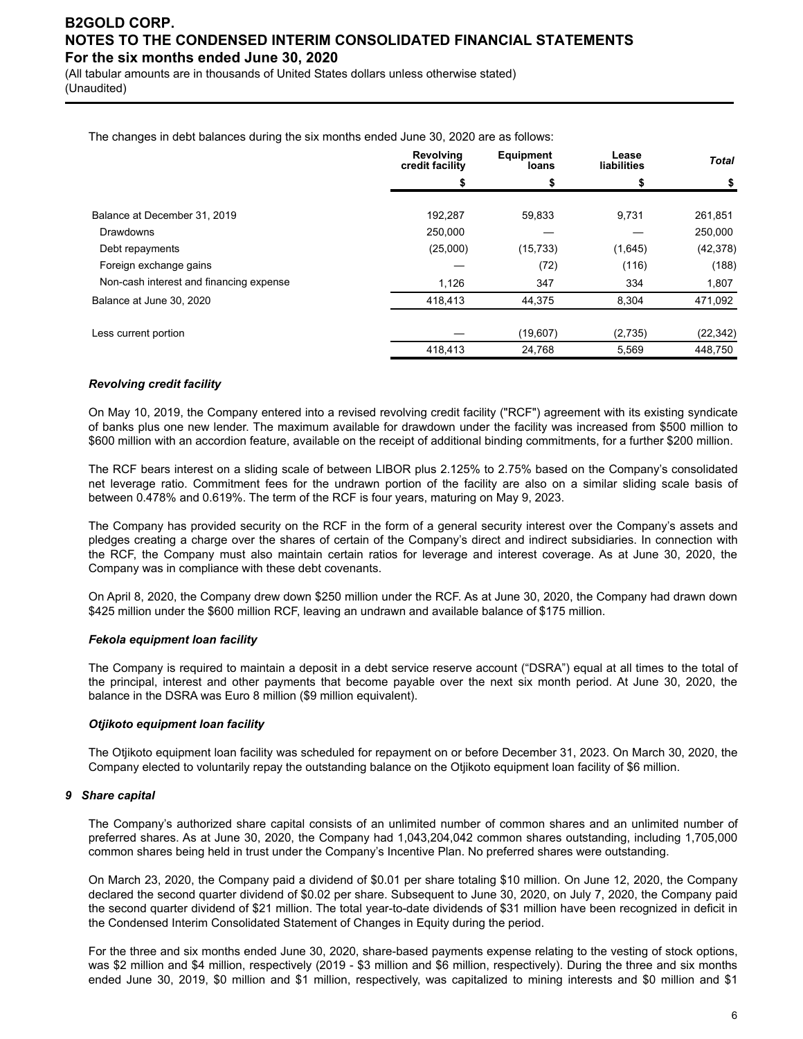The changes in debt balances during the six months ended June 30, 2020 are as follows:

| | Revolving credit facility | Equipment loans | Lease liabilities | *Total* |
|---|---|---|---|---|
| | $ | $ | $ | $ |
| Balance at December 31, 2019 | 192,287 | 59,833 | 9,731 | 261,851 |
| Drawdowns | 250,000 | — | — | 250,000 |
| Debt repayments | (25,000) | (15,733) | (1,645) | (42,378) |
| Foreign exchange gains | — | (72) | (116) | (188) |
| Non-cash interest and financing expense | 1,126 | 347 | 334 | 1,807 |
| Balance at June 30, 2020 | 418,413 | 44,375 | 8,304 | 471,092 |
| Less current portion | — | (19,607) | (2,735) | (22,342) |
| | 418,413 | 24,768 | 5,569 | 448,750 |

***Revolving credit facility***

On May 10, 2019, the Company entered into a revised revolving credit facility ("RCF") agreement with its existing syndicate of banks plus one new lender. The maximum available for drawdown under the facility was increased from $500 million to $600 million with an accordion feature, available on the receipt of additional binding commitments, for a further $200 million.

The RCF bears interest on a sliding scale of between LIBOR plus 2.125% to 2.75% based on the Company's consolidated net leverage ratio. Commitment fees for the undrawn portion of the facility are also on a similar sliding scale basis of between 0.478% and 0.619%. The term of the RCF is four years, maturing on May 9, 2023.

The Company has provided security on the RCF in the form of a general security interest over the Company's assets and pledges creating a charge over the shares of certain of the Company's direct and indirect subsidiaries. In connection with the RCF, the Company must also maintain certain ratios for leverage and interest coverage. As at June 30, 2020, the Company was in compliance with these debt covenants.

On April 8, 2020, the Company drew down $250 million under the RCF. As at June 30, 2020, the Company had drawn down $425 million under the $600 million RCF, leaving an undrawn and available balance of $175 million.

***Fekola equipment loan facility***

The Company is required to maintain a deposit in a debt service reserve account ("DSRA") equal at all times to the total of the principal, interest and other payments that become payable over the next six month period. At June 30, 2020, the balance in the DSRA was Euro 8 million ($9 million equivalent).

***Otjikoto equipment loan facility***

The Otjikoto equipment loan facility was scheduled for repayment on or before December 31, 2023. On March 30, 2020, the Company elected to voluntarily repay the outstanding balance on the Otjikoto equipment loan facility of $6 million.

## *9 Share capital*

The Company's authorized share capital consists of an unlimited number of common shares and an unlimited number of preferred shares. As at June 30, 2020, the Company had 1,043,204,042 common shares outstanding, including 1,705,000 common shares being held in trust under the Company's Incentive Plan. No preferred shares were outstanding.

On March 23, 2020, the Company paid a dividend of $0.01 per share totaling $10 million. On June 12, 2020, the Company declared the second quarter dividend of $0.02 per share. Subsequent to June 30, 2020, on July 7, 2020, the Company paid the second quarter dividend of $21 million. The total year-to-date dividends of $31 million have been recognized in deficit in the Condensed Interim Consolidated Statement of Changes in Equity during the period.

For the three and six months ended June 30, 2020, share-based payments expense relating to the vesting of stock options, was $2 million and $4 million, respectively (2019 - $3 million and $6 million, respectively). During the three and six months ended June 30, 2019, $0 million and $1 million, respectively, was capitalized to mining interests and $0 million and $1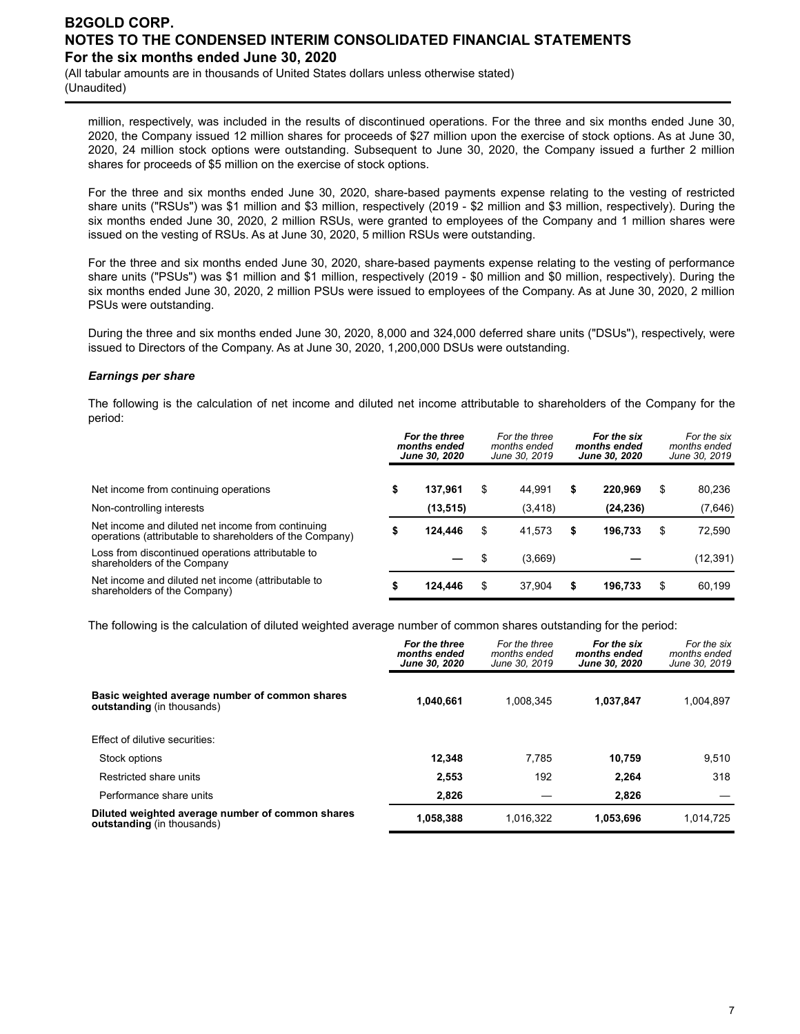million, respectively, was included in the results of discontinued operations. For the three and six months ended June 30, 2020, the Company issued 12 million shares for proceeds of $27 million upon the exercise of stock options. As at June 30, 2020, 24 million stock options were outstanding. Subsequent to June 30, 2020, the Company issued a further 2 million shares for proceeds of $5 million on the exercise of stock options.

For the three and six months ended June 30, 2020, share-based payments expense relating to the vesting of restricted share units ("RSUs") was $1 million and $3 million, respectively (2019 - $2 million and $3 million, respectively). During the six months ended June 30, 2020, 2 million RSUs, were granted to employees of the Company and 1 million shares were issued on the vesting of RSUs. As at June 30, 2020, 5 million RSUs were outstanding.

For the three and six months ended June 30, 2020, share-based payments expense relating to the vesting of performance share units ("PSUs") was $1 million and $1 million, respectively (2019 - $0 million and $0 million, respectively). During the six months ended June 30, 2020, 2 million PSUs were issued to employees of the Company. As at June 30, 2020, 2 million PSUs were outstanding.

During the three and six months ended June 30, 2020, 8,000 and 324,000 deferred share units ("DSUs"), respectively, were issued to Directors of the Company. As at June 30, 2020, 1,200,000 DSUs were outstanding.

***Earnings per share***

The following is the calculation of net income and diluted net income attributable to shareholders of the Company for the period:

| | ***For the three months ended June 30, 2020*** | *For the three months ended June 30, 2019* | ***For the six months ended June 30, 2020*** | *For the six months ended June 30, 2019* |
|---|---|---|---|---|
| Net income from continuing operations | **$ 137,961** | $ 44,991 | **$ 220,969** | $ 80,236 |
| Non-controlling interests | **(13,515)** | (3,418) | **(24,236)** | (7,646) |
| Net income and diluted net income from continuing operations (attributable to shareholders of the Company) | **$ 124,446** | $ 41,573 | **$ 196,733** | $ 72,590 |
| Loss from discontinued operations attributable to shareholders of the Company | **—** | $ (3,669) | **—** | (12,391) |
| Net income and diluted net income (attributable to shareholders of the Company) | **$ 124,446** | $ 37,904 | **$ 196,733** | $ 60,199 |

The following is the calculation of diluted weighted average number of common shares outstanding for the period:

| | ***For the three months ended June 30, 2020*** | *For the three months ended June 30, 2019* | ***For the six months ended June 30, 2020*** | *For the six months ended June 30, 2019* |
|---|---|---|---|---|
| **Basic weighted average number of common shares outstanding** (in thousands) | **1,040,661** | 1,008,345 | **1,037,847** | 1,004,897 |
| Effect of dilutive securities: | | | | |
| Stock options | **12,348** | 7,785 | **10,759** | 9,510 |
| Restricted share units | **2,553** | 192 | **2,264** | 318 |
| Performance share units | **2,826** | — | **2,826** | — |
| **Diluted weighted average number of common shares outstanding** (in thousands) | **1,058,388** | 1,016,322 | **1,053,696** | 1,014,725 |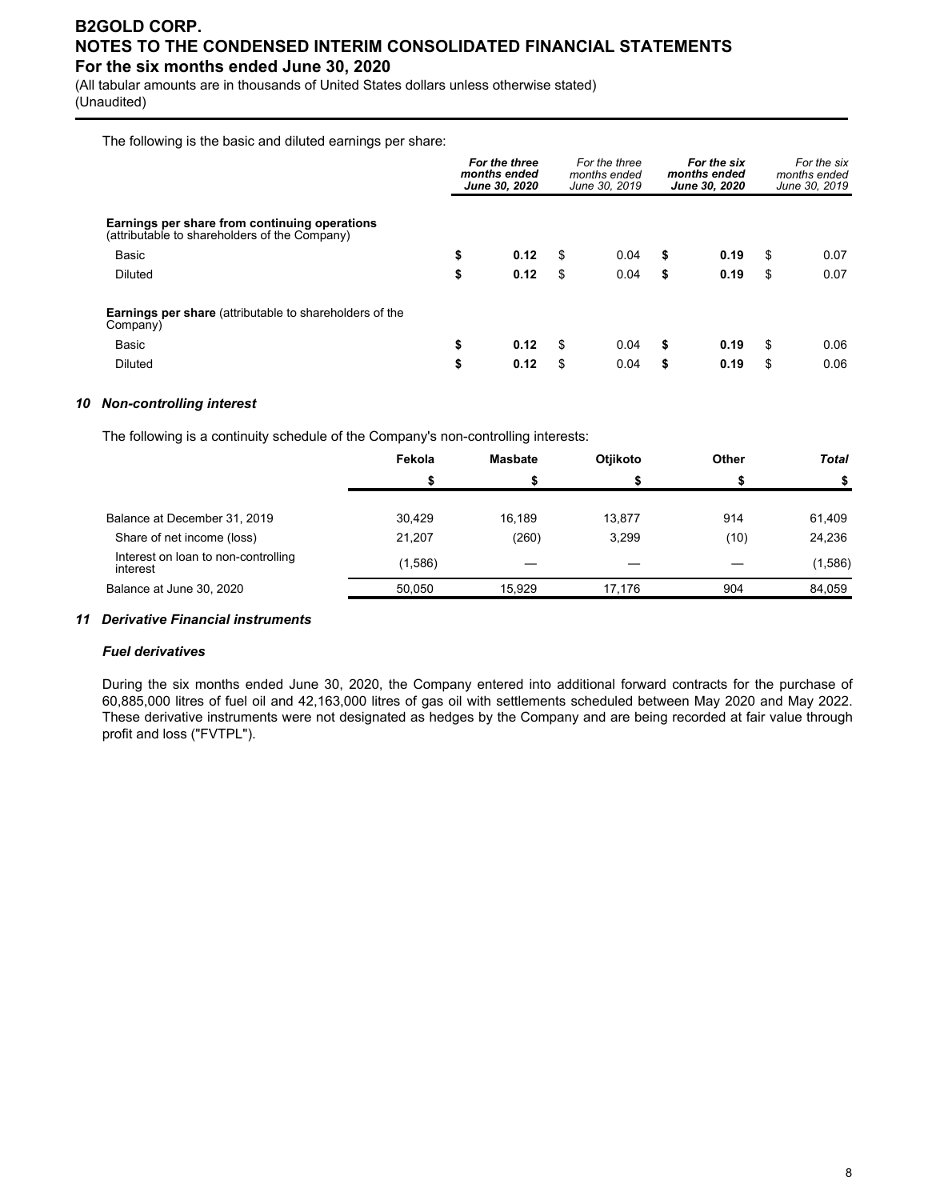The following is the basic and diluted earnings per share:

| | For the three months ended June 30, 2020 | For the three months ended June 30, 2019 | For the six months ended June 30, 2020 | For the six months ended June 30, 2019 |
|---|---|---|---|---|
| **Earnings per share from continuing operations** (attributable to shareholders of the Company) | | | | |
| Basic | **$ 0.12** | $ 0.04 | **$ 0.19** | $ 0.07 |
| Diluted | **$ 0.12** | $ 0.04 | **$ 0.19** | $ 0.07 |
| **Earnings per share** (attributable to shareholders of the Company) | | | | |
| Basic | **$ 0.12** | $ 0.04 | **$ 0.19** | $ 0.06 |
| Diluted | **$ 0.12** | $ 0.04 | **$ 0.19** | $ 0.06 |

### *10 Non-controlling interest*

The following is a continuity schedule of the Company's non-controlling interests:

| | Fekola | Masbate | Otjikoto | Other | *Total* |
|---|---|---|---|---|---|
| | $ | $ | $ | $ | $ |
| Balance at December 31, 2019 | 30,429 | 16,189 | 13,877 | 914 | 61,409 |
| Share of net income (loss) | 21,207 | (260) | 3,299 | (10) | 24,236 |
| Interest on loan to non-controlling interest | (1,586) | — | — | — | (1,586) |
| Balance at June 30, 2020 | 50,050 | 15,929 | 17,176 | 904 | 84,059 |

### *11 Derivative Financial instruments*

#### *Fuel derivatives*

During the six months ended June 30, 2020, the Company entered into additional forward contracts for the purchase of 60,885,000 litres of fuel oil and 42,163,000 litres of gas oil with settlements scheduled between May 2020 and May 2022. These derivative instruments were not designated as hedges by the Company and are being recorded at fair value through profit and loss ("FVTPL").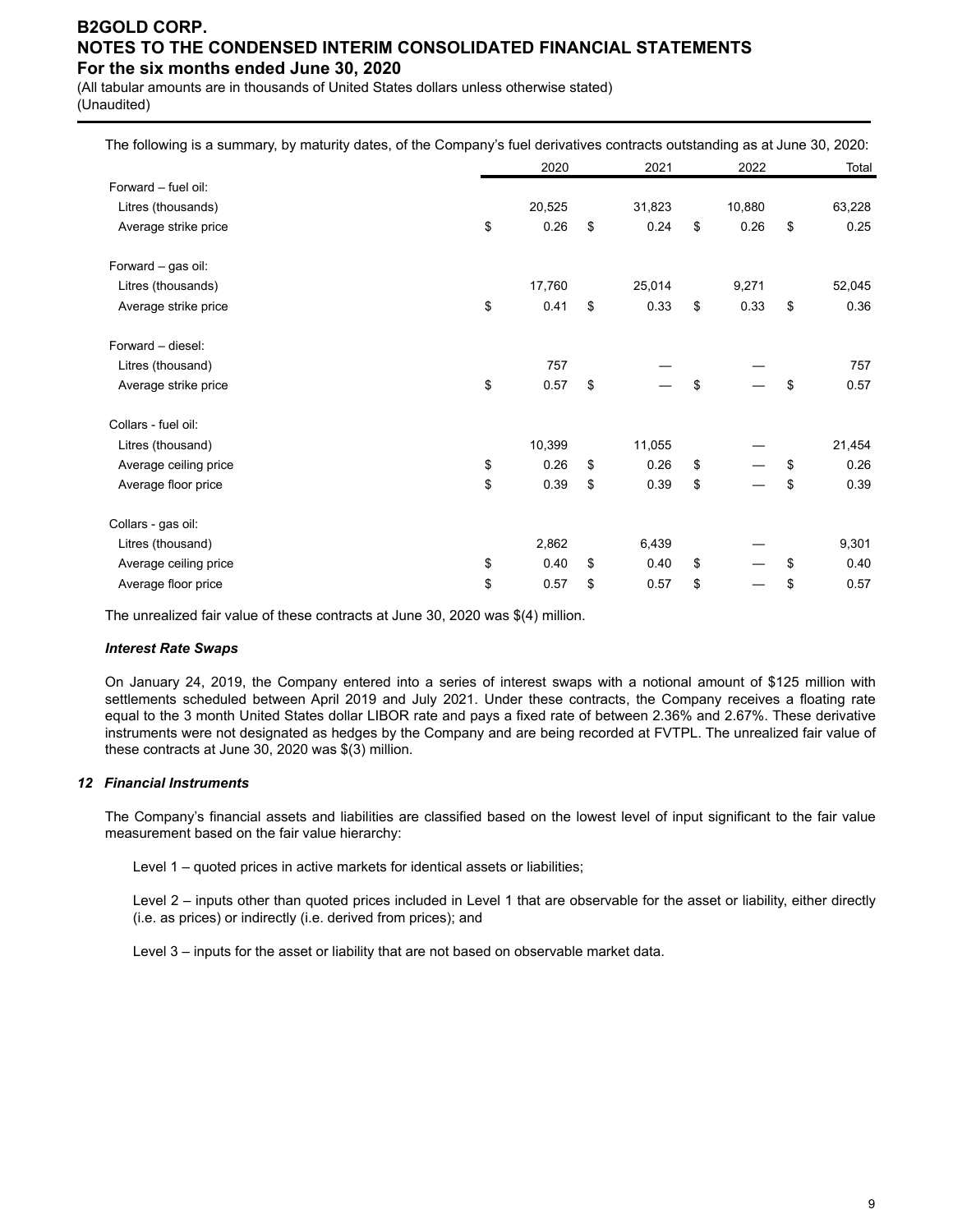The following is a summary, by maturity dates, of the Company's fuel derivatives contracts outstanding as at June 30, 2020:

| | 2020 | 2021 | 2022 | Total |
|---|---|---|---|---|
| Forward – fuel oil: | | | | |
| Litres (thousands) | 20,525 | 31,823 | 10,880 | 63,228 |
| Average strike price | $ 0.26 | $ 0.24 | $ 0.26 | $ 0.25 |
| Forward – gas oil: | | | | |
| Litres (thousands) | 17,760 | 25,014 | 9,271 | 52,045 |
| Average strike price | $ 0.41 | $ 0.33 | $ 0.33 | $ 0.36 |
| Forward – diesel: | | | | |
| Litres (thousand) | 757 | — | — | 757 |
| Average strike price | $ 0.57 | $ — | $ — | $ 0.57 |
| Collars - fuel oil: | | | | |
| Litres (thousand) | 10,399 | 11,055 | — | 21,454 |
| Average ceiling price | $ 0.26 | $ 0.26 | $ — | $ 0.26 |
| Average floor price | $ 0.39 | $ 0.39 | $ — | $ 0.39 |
| Collars - gas oil: | | | | |
| Litres (thousand) | 2,862 | 6,439 | — | 9,301 |
| Average ceiling price | $ 0.40 | $ 0.40 | $ — | $ 0.40 |
| Average floor price | $ 0.57 | $ 0.57 | $ — | $ 0.57 |

The unrealized fair value of these contracts at June 30, 2020 was $(4) million.

***Interest Rate Swaps***

On January 24, 2019, the Company entered into a series of interest swaps with a notional amount of $125 million with settlements scheduled between April 2019 and July 2021. Under these contracts, the Company receives a floating rate equal to the 3 month United States dollar LIBOR rate and pays a fixed rate of between 2.36% and 2.67%. These derivative instruments were not designated as hedges by the Company and are being recorded at FVTPL. The unrealized fair value of these contracts at June 30, 2020 was $(3) million.

### *12 Financial Instruments*

The Company's financial assets and liabilities are classified based on the lowest level of input significant to the fair value measurement based on the fair value hierarchy:

Level 1 – quoted prices in active markets for identical assets or liabilities;

Level 2 – inputs other than quoted prices included in Level 1 that are observable for the asset or liability, either directly (i.e. as prices) or indirectly (i.e. derived from prices); and

Level 3 – inputs for the asset or liability that are not based on observable market data.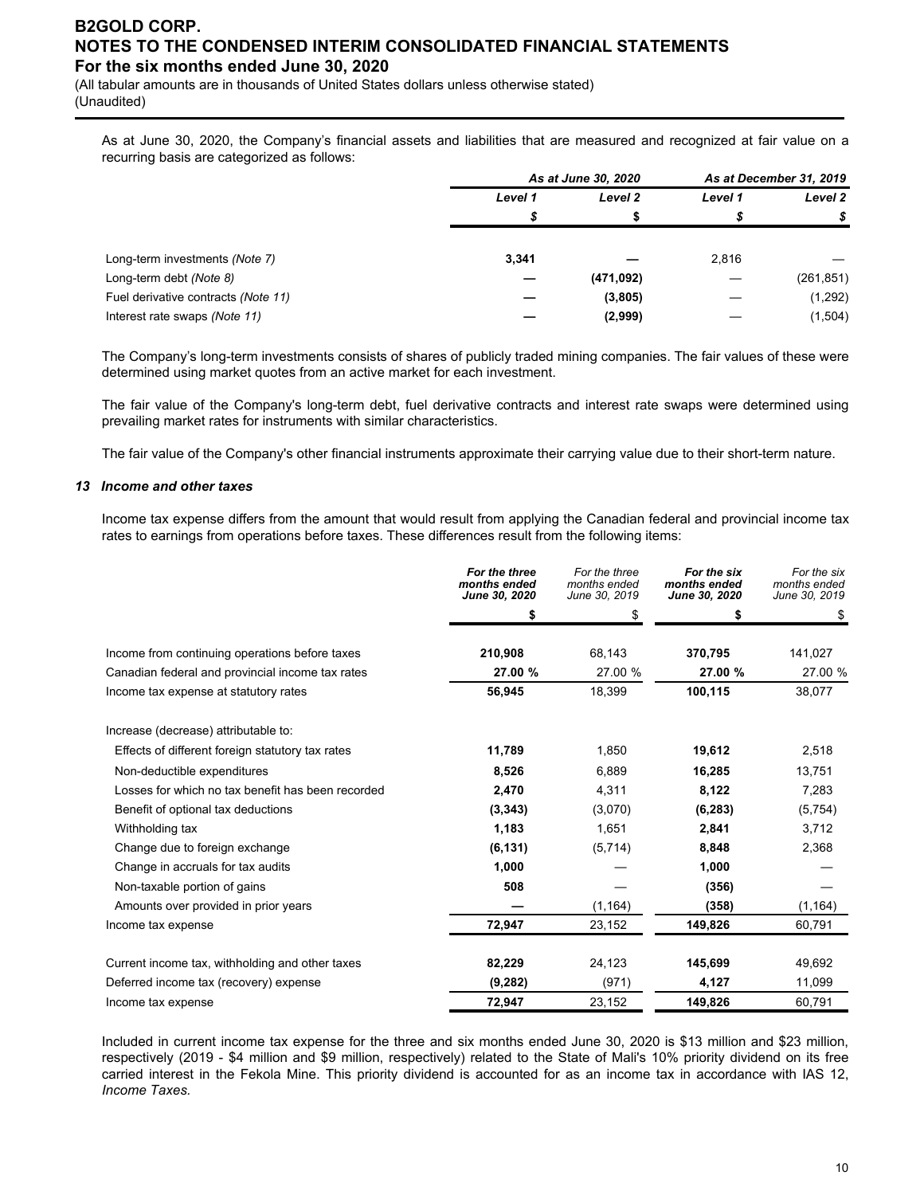As at June 30, 2020, the Company's financial assets and liabilities that are measured and recognized at fair value on a recurring basis are categorized as follows:

| | As at June 30, 2020 | | As at December 31, 2019 | |
|---|---|---|---|---|
| | Level 1 | Level 2 | Level 1 | Level 2 |
| | $ | $ | $ | $ |
| Long-term investments *(Note 7)* | **3,341** | **—** | 2,816 | — |
| Long-term debt *(Note 8)* | **—** | **(471,092)** | — | (261,851) |
| Fuel derivative contracts *(Note 11)* | **—** | **(3,805)** | — | (1,292) |
| Interest rate swaps *(Note 11)* | **—** | **(2,999)** | — | (1,504) |

The Company's long-term investments consists of shares of publicly traded mining companies. The fair values of these were determined using market quotes from an active market for each investment.

The fair value of the Company's long-term debt, fuel derivative contracts and interest rate swaps were determined using prevailing market rates for instruments with similar characteristics.

The fair value of the Company's other financial instruments approximate their carrying value due to their short-term nature.

### 13 Income and other taxes

Income tax expense differs from the amount that would result from applying the Canadian federal and provincial income tax rates to earnings from operations before taxes. These differences result from the following items:

| | For the three months ended June 30, 2020 | For the three months ended June 30, 2019 | For the six months ended June 30, 2020 | For the six months ended June 30, 2019 |
|---|---|---|---|---|
| | $ | $ | $ | $ |
| Income from continuing operations before taxes | **210,908** | 68,143 | **370,795** | 141,027 |
| Canadian federal and provincial income tax rates | **27.00 %** | 27.00 % | **27.00 %** | 27.00 % |
| Income tax expense at statutory rates | **56,945** | 18,399 | **100,115** | 38,077 |
| Increase (decrease) attributable to: | | | | |
| Effects of different foreign statutory tax rates | **11,789** | 1,850 | **19,612** | 2,518 |
| Non-deductible expenditures | **8,526** | 6,889 | **16,285** | 13,751 |
| Losses for which no tax benefit has been recorded | **2,470** | 4,311 | **8,122** | 7,283 |
| Benefit of optional tax deductions | **(3,343)** | (3,070) | **(6,283)** | (5,754) |
| Withholding tax | **1,183** | 1,651 | **2,841** | 3,712 |
| Change due to foreign exchange | **(6,131)** | (5,714) | **8,848** | 2,368 |
| Change in accruals for tax audits | **1,000** | — | **1,000** | — |
| Non-taxable portion of gains | **508** | — | **(356)** | — |
| Amounts over provided in prior years | **—** | (1,164) | **(358)** | (1,164) |
| Income tax expense | **72,947** | 23,152 | **149,826** | 60,791 |
| Current income tax, withholding and other taxes | **82,229** | 24,123 | **145,699** | 49,692 |
| Deferred income tax (recovery) expense | **(9,282)** | (971) | **4,127** | 11,099 |
| Income tax expense | **72,947** | 23,152 | **149,826** | 60,791 |

Included in current income tax expense for the three and six months ended June 30, 2020 is $13 million and $23 million, respectively (2019 - $4 million and $9 million, respectively) related to the State of Mali's 10% priority dividend on its free carried interest in the Fekola Mine. This priority dividend is accounted for as an income tax in accordance with IAS 12, *Income Taxes.*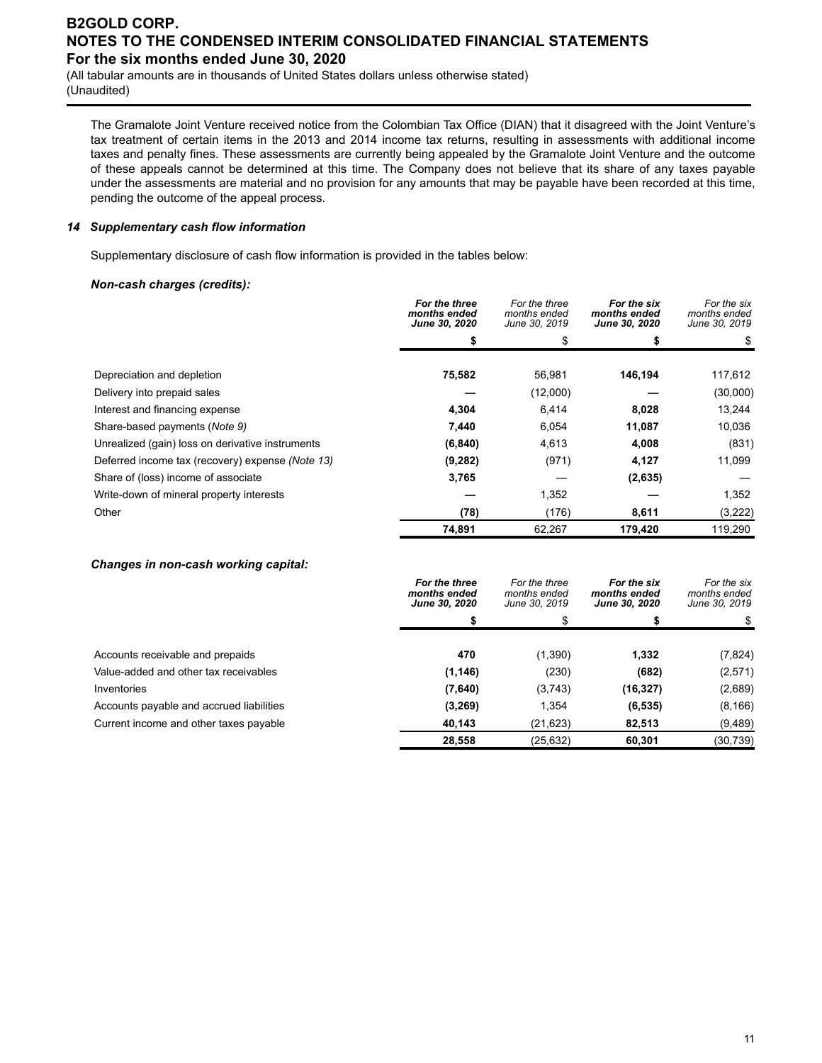The Gramalote Joint Venture received notice from the Colombian Tax Office (DIAN) that it disagreed with the Joint Venture's tax treatment of certain items in the 2013 and 2014 income tax returns, resulting in assessments with additional income taxes and penalty fines. These assessments are currently being appealed by the Gramalote Joint Venture and the outcome of these appeals cannot be determined at this time. The Company does not believe that its share of any taxes payable under the assessments are material and no provision for any amounts that may be payable have been recorded at this time, pending the outcome of the appeal process.

### *14 Supplementary cash flow information*

Supplementary disclosure of cash flow information is provided in the tables below:

***Non-cash charges (credits):***

| | ***For the three months ended June 30, 2020*** | *For the three months ended June 30, 2019* | ***For the six months ended June 30, 2020*** | *For the six months ended June 30, 2019* |
|---|---|---|---|---|
| | **$** | $ | **$** | $ |
| Depreciation and depletion | **75,582** | 56,981 | **146,194** | 117,612 |
| Delivery into prepaid sales | **—** | (12,000) | **—** | (30,000) |
| Interest and financing expense | **4,304** | 6,414 | **8,028** | 13,244 |
| Share-based payments (*Note 9*) | **7,440** | 6,054 | **11,087** | 10,036 |
| Unrealized (gain) loss on derivative instruments | **(6,840)** | 4,613 | **4,008** | (831) |
| Deferred income tax (recovery) expense *(Note 13)* | **(9,282)** | (971) | **4,127** | 11,099 |
| Share of (loss) income of associate | **3,765** | — | **(2,635)** | — |
| Write-down of mineral property interests | **—** | 1,352 | **—** | 1,352 |
| Other | **(78)** | (176) | **8,611** | (3,222) |
| | **74,891** | 62,267 | **179,420** | 119,290 |

***Changes in non-cash working capital:***

| | ***For the three months ended June 30, 2020*** | *For the three months ended June 30, 2019* | ***For the six months ended June 30, 2020*** | *For the six months ended June 30, 2019* |
|---|---|---|---|---|
| | **$** | $ | **$** | $ |
| Accounts receivable and prepaids | **470** | (1,390) | **1,332** | (7,824) |
| Value-added and other tax receivables | **(1,146)** | (230) | **(682)** | (2,571) |
| Inventories | **(7,640)** | (3,743) | **(16,327)** | (2,689) |
| Accounts payable and accrued liabilities | **(3,269)** | 1,354 | **(6,535)** | (8,166) |
| Current income and other taxes payable | **40,143** | (21,623) | **82,513** | (9,489) |
| | **28,558** | (25,632) | **60,301** | (30,739) |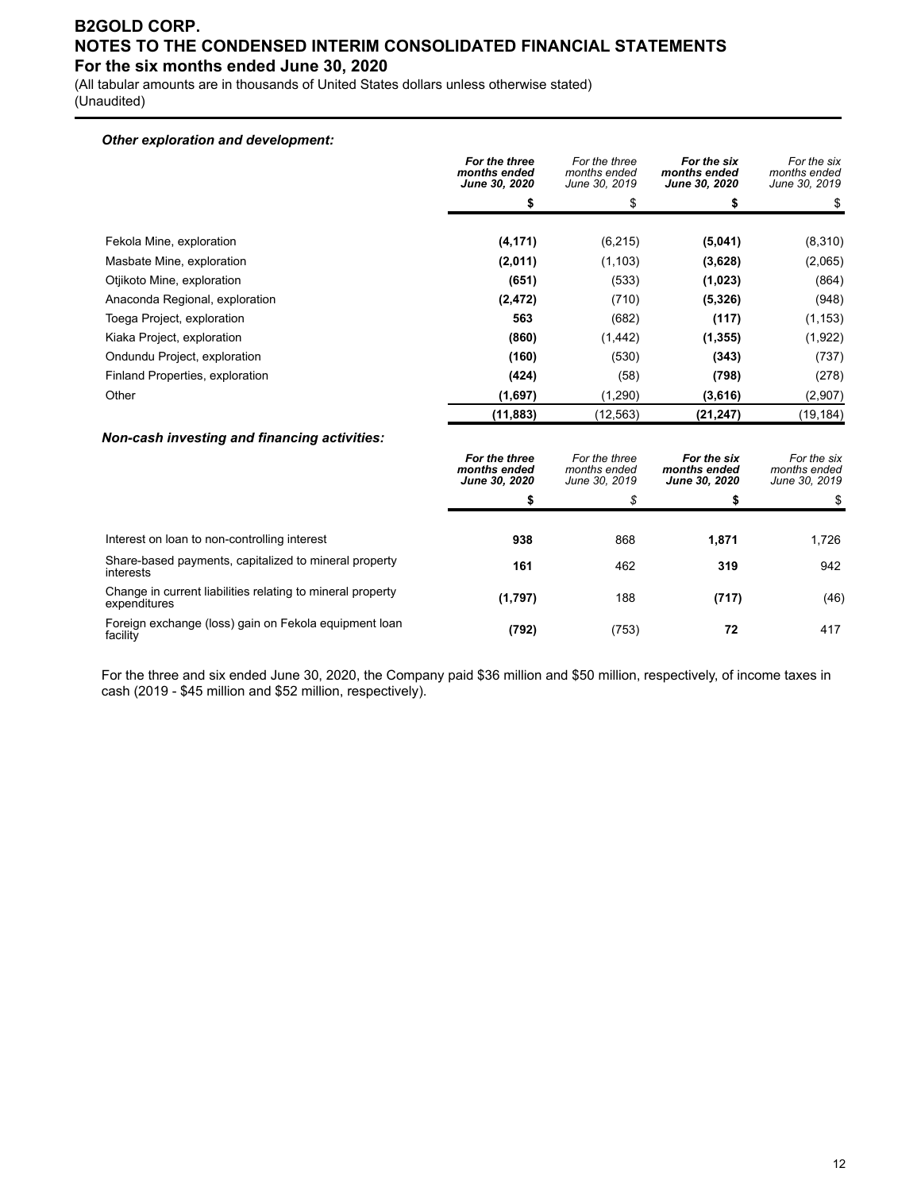***Other exploration and development:***

| | ***For the three months ended June 30, 2020*** | *For the three months ended June 30, 2019* | ***For the six months ended June 30, 2020*** | *For the six months ended June 30, 2019* |
|---|---|---|---|---|
| | **$** | $ | **$** | $ |
| Fekola Mine, exploration | **(4,171)** | (6,215) | **(5,041)** | (8,310) |
| Masbate Mine, exploration | **(2,011)** | (1,103) | **(3,628)** | (2,065) |
| Otjikoto Mine, exploration | **(651)** | (533) | **(1,023)** | (864) |
| Anaconda Regional, exploration | **(2,472)** | (710) | **(5,326)** | (948) |
| Toega Project, exploration | **563** | (682) | **(117)** | (1,153) |
| Kiaka Project, exploration | **(860)** | (1,442) | **(1,355)** | (1,922) |
| Ondundu Project, exploration | **(160)** | (530) | **(343)** | (737) |
| Finland Properties, exploration | **(424)** | (58) | **(798)** | (278) |
| Other | **(1,697)** | (1,290) | **(3,616)** | (2,907) |
| | **(11,883)** | (12,563) | **(21,247)** | (19,184) |

***Non-cash investing and financing activities:***

| | ***For the three months ended June 30, 2020*** | *For the three months ended June 30, 2019* | ***For the six months ended June 30, 2020*** | *For the six months ended June 30, 2019* |
|---|---|---|---|---|
| | **$** | *$* | **$** | $ |
| Interest on loan to non-controlling interest | **938** | 868 | **1,871** | 1,726 |
| Share-based payments, capitalized to mineral property interests | **161** | 462 | **319** | 942 |
| Change in current liabilities relating to mineral property expenditures | **(1,797)** | 188 | **(717)** | (46) |
| Foreign exchange (loss) gain on Fekola equipment loan facility | **(792)** | (753) | **72** | 417 |

For the three and six ended June 30, 2020, the Company paid $36 million and $50 million, respectively, of income taxes in cash (2019 - $45 million and $52 million, respectively).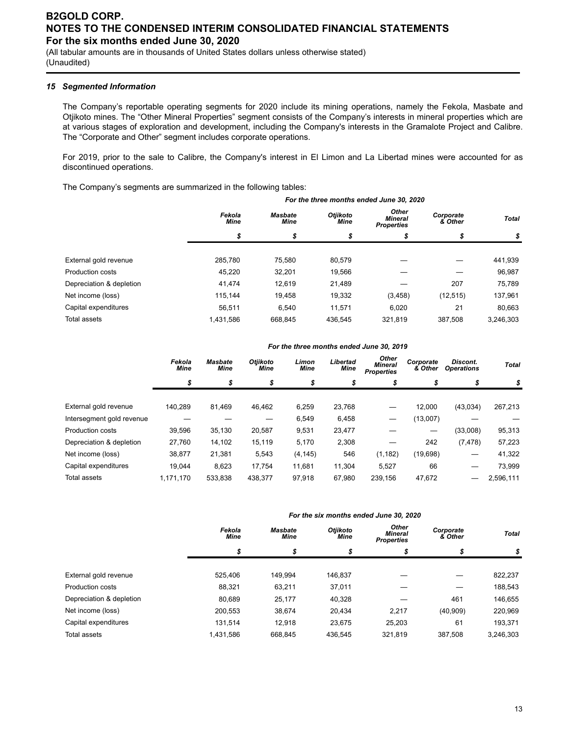### 15 Segmented Information

The Company's reportable operating segments for 2020 include its mining operations, namely the Fekola, Masbate and Otjikoto mines. The "Other Mineral Properties" segment consists of the Company's interests in mineral properties which are at various stages of exploration and development, including the Company's interests in the Gramalote Project and Calibre. The "Corporate and Other" segment includes corporate operations.

For 2019, prior to the sale to Calibre, the Company's interest in El Limon and La Libertad mines were accounted for as discontinued operations.

The Company's segments are summarized in the following tables:

| | *For the three months ended June 30, 2020* | | | | | |
|---|---|---|---|---|---|---|
| | *Fekola Mine* | *Masbate Mine* | *Otjikoto Mine* | *Other Mineral Properties* | *Corporate & Other* | *Total* |
| | *$* | *$* | *$* | *$* | *$* | *$* |
| External gold revenue | 285,780 | 75,580 | 80,579 | — | — | 441,939 |
| Production costs | 45,220 | 32,201 | 19,566 | — | — | 96,987 |
| Depreciation & depletion | 41,474 | 12,619 | 21,489 | — | 207 | 75,789 |
| Net income (loss) | 115,144 | 19,458 | 19,332 | (3,458) | (12,515) | 137,961 |
| Capital expenditures | 56,511 | 6,540 | 11,571 | 6,020 | 21 | 80,663 |
| Total assets | 1,431,586 | 668,845 | 436,545 | 321,819 | 387,508 | 3,246,303 |

| | *For the three months ended June 30, 2019* | | | | | | | | |
|---|---|---|---|---|---|---|---|---|---|
| | *Fekola Mine* | *Masbate Mine* | *Otjikoto Mine* | *Limon Mine* | *Libertad Mine* | *Other Mineral Properties* | *Corporate & Other* | *Discont. Operations* | *Total* |
| | *$* | *$* | *$* | *$* | *$* | *$* | *$* | *$* | *$* |
| External gold revenue | 140,289 | 81,469 | 46,462 | 6,259 | 23,768 | — | 12,000 | (43,034) | 267,213 |
| Intersegment gold revenue | — | — | — | 6,549 | 6,458 | — | (13,007) | — | — |
| Production costs | 39,596 | 35,130 | 20,587 | 9,531 | 23,477 | — | — | (33,008) | 95,313 |
| Depreciation & depletion | 27,760 | 14,102 | 15,119 | 5,170 | 2,308 | — | 242 | (7,478) | 57,223 |
| Net income (loss) | 38,877 | 21,381 | 5,543 | (4,145) | 546 | (1,182) | (19,698) | — | 41,322 |
| Capital expenditures | 19,044 | 8,623 | 17,754 | 11,681 | 11,304 | 5,527 | 66 | — | 73,999 |
| Total assets | 1,171,170 | 533,838 | 438,377 | 97,918 | 67,980 | 239,156 | 47,672 | — | 2,596,111 |

| | *For the six months ended June 30, 2020* | | | | | |
|---|---|---|---|---|---|---|
| | *Fekola Mine* | *Masbate Mine* | *Otjikoto Mine* | *Other Mineral Properties* | *Corporate & Other* | *Total* |
| | *$* | *$* | *$* | *$* | *$* | *$* |
| External gold revenue | 525,406 | 149,994 | 146,837 | — | — | 822,237 |
| Production costs | 88,321 | 63,211 | 37,011 | — | — | 188,543 |
| Depreciation & depletion | 80,689 | 25,177 | 40,328 | — | 461 | 146,655 |
| Net income (loss) | 200,553 | 38,674 | 20,434 | 2,217 | (40,909) | 220,969 |
| Capital expenditures | 131,514 | 12,918 | 23,675 | 25,203 | 61 | 193,371 |
| Total assets | 1,431,586 | 668,845 | 436,545 | 321,819 | 387,508 | 3,246,303 |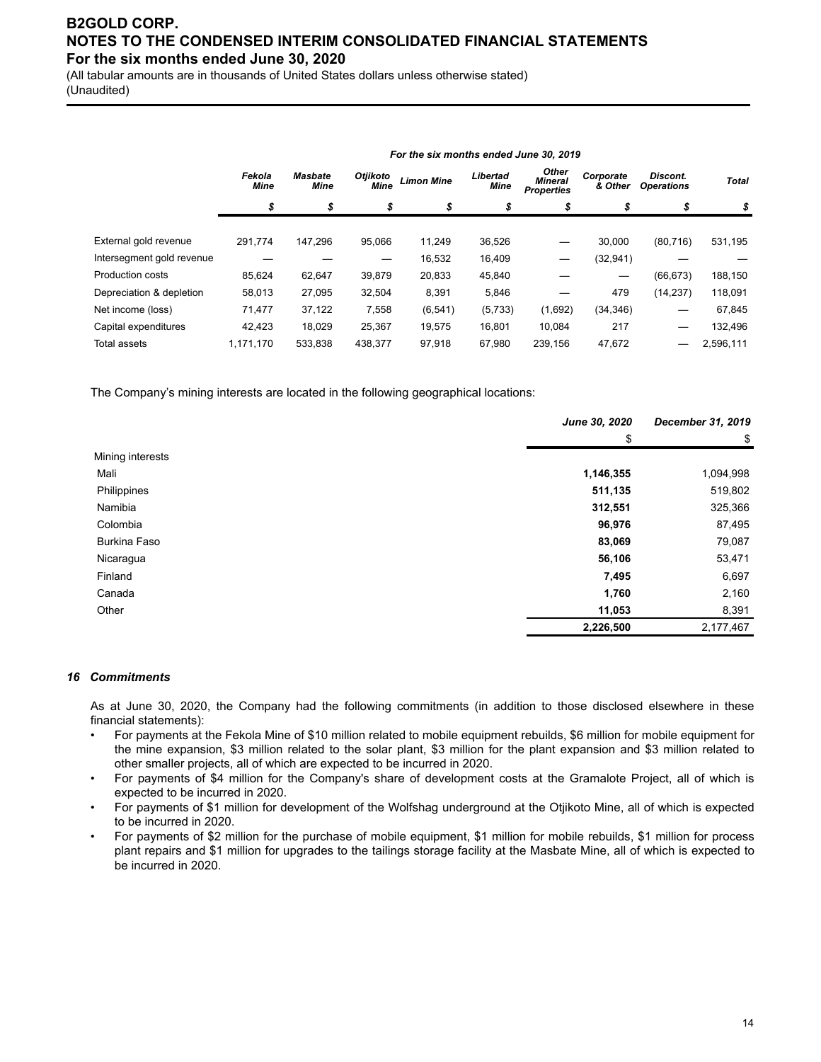| | For the six months ended June 30, 2019 | | | | | | | | |
|---|---|---|---|---|---|---|---|---|---|
| | *Fekola Mine* | *Masbate Mine* | *Otjikoto Mine* | *Limon Mine* | *Libertad Mine* | *Other Mineral Properties* | *Corporate & Other* | *Discont. Operations* | *Total* |
| | *$* | *$* | *$* | *$* | *$* | *$* | *$* | *$* | *$* |
| External gold revenue | 291,774 | 147,296 | 95,066 | 11,249 | 36,526 | — | 30,000 | (80,716) | 531,195 |
| Intersegment gold revenue | — | — | — | 16,532 | 16,409 | — | (32,941) | — | — |
| Production costs | 85,624 | 62,647 | 39,879 | 20,833 | 45,840 | — | — | (66,673) | 188,150 |
| Depreciation & depletion | 58,013 | 27,095 | 32,504 | 8,391 | 5,846 | — | 479 | (14,237) | 118,091 |
| Net income (loss) | 71,477 | 37,122 | 7,558 | (6,541) | (5,733) | (1,692) | (34,346) | — | 67,845 |
| Capital expenditures | 42,423 | 18,029 | 25,367 | 19,575 | 16,801 | 10,084 | 217 | — | 132,496 |
| Total assets | 1,171,170 | 533,838 | 438,377 | 97,918 | 67,980 | 239,156 | 47,672 | — | 2,596,111 |

The Company's mining interests are located in the following geographical locations:

| | *June 30, 2020* | *December 31, 2019* |
|---|---|---|
| | $ | $ |
| Mining interests | | |
| Mali | **1,146,355** | 1,094,998 |
| Philippines | **511,135** | 519,802 |
| Namibia | **312,551** | 325,366 |
| Colombia | **96,976** | 87,495 |
| Burkina Faso | **83,069** | 79,087 |
| Nicaragua | **56,106** | 53,471 |
| Finland | **7,495** | 6,697 |
| Canada | **1,760** | 2,160 |
| Other | **11,053** | 8,391 |
| | **2,226,500** | 2,177,467 |

### *16 Commitments*

As at June 30, 2020, the Company had the following commitments (in addition to those disclosed elsewhere in these financial statements):

- For payments at the Fekola Mine of $10 million related to mobile equipment rebuilds, $6 million for mobile equipment for the mine expansion, $3 million related to the solar plant, $3 million for the plant expansion and $3 million related to other smaller projects, all of which are expected to be incurred in 2020.
- For payments of $4 million for the Company's share of development costs at the Gramalote Project, all of which is expected to be incurred in 2020.
- For payments of $1 million for development of the Wolfshag underground at the Otjikoto Mine, all of which is expected to be incurred in 2020.
- For payments of $2 million for the purchase of mobile equipment, $1 million for mobile rebuilds, $1 million for process plant repairs and $1 million for upgrades to the tailings storage facility at the Masbate Mine, all of which is expected to be incurred in 2020.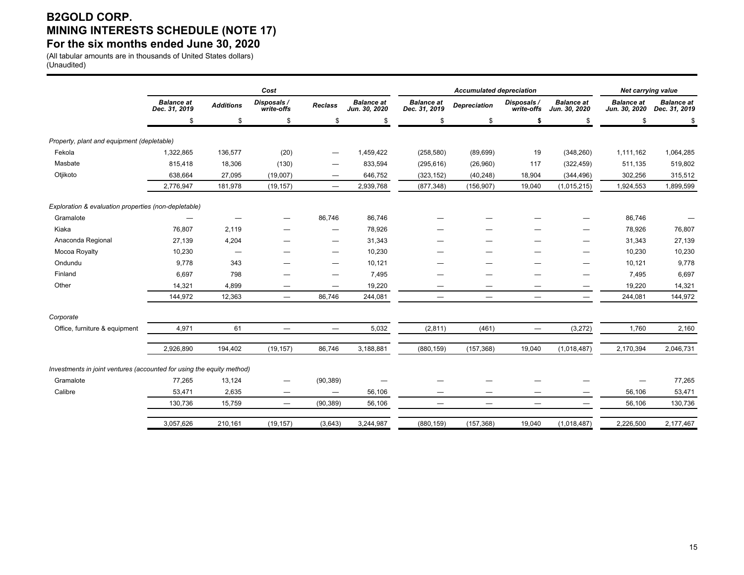# B2GOLD CORP.
# MINING INTERESTS SCHEDULE (NOTE 17)
# For the six months ended June 30, 2020

(All tabular amounts are in thousands of United States dollars)
(Unaudited)

| | Cost | | | | | Accumulated depreciation | | | | Net carrying value | |
|---|---|---|---|---|---|---|---|---|---|---|---|
| | Balance at Dec. 31, 2019 | Additions | Disposals / write-offs | Reclass | Balance at Jun. 30, 2020 | Balance at Dec. 31, 2019 | Depreciation | Disposals / write-offs | Balance at Jun. 30, 2020 | Balance at Jun. 30, 2020 | Balance at Dec. 31, 2019 |
| | $ | $ | $ | $ | $ | $ | $ | $ | $ | $ | $ |
| *Property, plant and equipment (depletable)* | | | | | | | | | | | |
| Fekola | 1,322,865 | 136,577 | (20) | — | 1,459,422 | (258,580) | (89,699) | 19 | (348,260) | 1,111,162 | 1,064,285 |
| Masbate | 815,418 | 18,306 | (130) | — | 833,594 | (295,616) | (26,960) | 117 | (322,459) | 511,135 | 519,802 |
| Otjikoto | 638,664 | 27,095 | (19,007) | — | 646,752 | (323,152) | (40,248) | 18,904 | (344,496) | 302,256 | 315,512 |
| | 2,776,947 | 181,978 | (19,157) | — | 2,939,768 | (877,348) | (156,907) | 19,040 | (1,015,215) | 1,924,553 | 1,899,599 |
| *Exploration & evaluation properties (non-depletable)* | | | | | | | | | | | |
| Gramalote | — | — | — | 86,746 | 86,746 | — | — | — | — | 86,746 | — |
| Kiaka | 76,807 | 2,119 | — | — | 78,926 | — | — | — | — | 78,926 | 76,807 |
| Anaconda Regional | 27,139 | 4,204 | — | — | 31,343 | — | — | — | — | 31,343 | 27,139 |
| Mocoa Royalty | 10,230 | — | — | — | 10,230 | — | — | — | — | 10,230 | 10,230 |
| Ondundu | 9,778 | 343 | — | — | 10,121 | — | — | — | — | 10,121 | 9,778 |
| Finland | 6,697 | 798 | — | — | 7,495 | — | — | — | — | 7,495 | 6,697 |
| Other | 14,321 | 4,899 | — | — | 19,220 | — | — | — | — | 19,220 | 14,321 |
| | 144,972 | 12,363 | — | 86,746 | 244,081 | — | — | — | — | 244,081 | 144,972 |
| *Corporate* | | | | | | | | | | | |
| Office, furniture & equipment | 4,971 | 61 | — | — | 5,032 | (2,811) | (461) | — | (3,272) | 1,760 | 2,160 |
| | 2,926,890 | 194,402 | (19,157) | 86,746 | 3,188,881 | (880,159) | (157,368) | 19,040 | (1,018,487) | 2,170,394 | 2,046,731 |
| *Investments in joint ventures (accounted for using the equity method)* | | | | | | | | | | | |
| Gramalote | 77,265 | 13,124 | — | (90,389) | — | — | — | — | — | — | 77,265 |
| Calibre | 53,471 | 2,635 | — | — | 56,106 | — | — | — | — | 56,106 | 53,471 |
| | 130,736 | 15,759 | — | (90,389) | 56,106 | — | — | — | — | 56,106 | 130,736 |
| | 3,057,626 | 210,161 | (19,157) | (3,643) | 3,244,987 | (880,159) | (157,368) | 19,040 | (1,018,487) | 2,226,500 | 2,177,467 |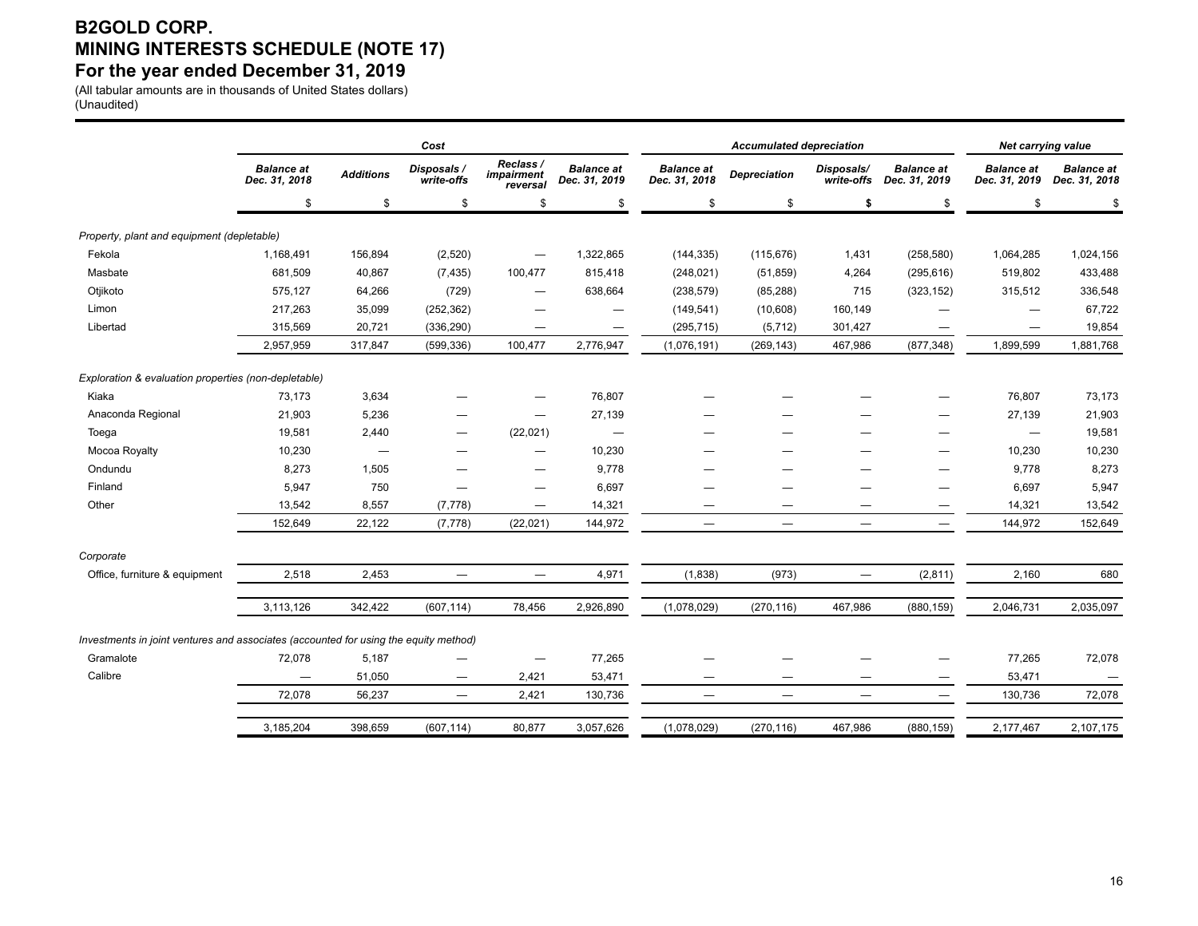# B2GOLD CORP.
# MINING INTERESTS SCHEDULE (NOTE 17)
# For the year ended December 31, 2019

(All tabular amounts are in thousands of United States dollars)
(Unaudited)

| | *Cost* | | | | | *Accumulated depreciation* | | | | *Net carrying value* | |
|---|---|---|---|---|---|---|---|---|---|---|---|
| | *Balance at Dec. 31, 2018* | *Additions* | *Disposals / write-offs* | *Reclass / impairment reversal* | *Balance at Dec. 31, 2019* | *Balance at Dec. 31, 2018* | *Depreciation* | *Disposals/ write-offs* | *Balance at Dec. 31, 2019* | *Balance at Dec. 31, 2019* | *Balance at Dec. 31, 2018* |
| | $ | $ | $ | $ | $ | $ | $ | **$** | $ | $ | $ |
| *Property, plant and equipment (depletable)* | | | | | | | | | | | |
| Fekola | 1,168,491 | 156,894 | (2,520) | — | 1,322,865 | (144,335) | (115,676) | 1,431 | (258,580) | 1,064,285 | 1,024,156 |
| Masbate | 681,509 | 40,867 | (7,435) | 100,477 | 815,418 | (248,021) | (51,859) | 4,264 | (295,616) | 519,802 | 433,488 |
| Otjikoto | 575,127 | 64,266 | (729) | — | 638,664 | (238,579) | (85,288) | 715 | (323,152) | 315,512 | 336,548 |
| Limon | 217,263 | 35,099 | (252,362) | — | — | (149,541) | (10,608) | 160,149 | — | — | 67,722 |
| Libertad | 315,569 | 20,721 | (336,290) | — | — | (295,715) | (5,712) | 301,427 | — | — | 19,854 |
| | 2,957,959 | 317,847 | (599,336) | 100,477 | 2,776,947 | (1,076,191) | (269,143) | 467,986 | (877,348) | 1,899,599 | 1,881,768 |
| *Exploration & evaluation properties (non-depletable)* | | | | | | | | | | | |
| Kiaka | 73,173 | 3,634 | — | — | 76,807 | — | — | — | — | 76,807 | 73,173 |
| Anaconda Regional | 21,903 | 5,236 | — | — | 27,139 | — | — | — | — | 27,139 | 21,903 |
| Toega | 19,581 | 2,440 | — | (22,021) | — | — | — | — | — | — | 19,581 |
| Mocoa Royalty | 10,230 | — | — | — | 10,230 | — | — | — | — | 10,230 | 10,230 |
| Ondundu | 8,273 | 1,505 | — | — | 9,778 | — | — | — | — | 9,778 | 8,273 |
| Finland | 5,947 | 750 | — | — | 6,697 | — | — | — | — | 6,697 | 5,947 |
| Other | 13,542 | 8,557 | (7,778) | — | 14,321 | — | — | — | — | 14,321 | 13,542 |
| | 152,649 | 22,122 | (7,778) | (22,021) | 144,972 | — | — | — | — | 144,972 | 152,649 |
| *Corporate* | | | | | | | | | | | |
| Office, furniture & equipment | 2,518 | 2,453 | — | — | 4,971 | (1,838) | (973) | — | (2,811) | 2,160 | 680 |
| | 3,113,126 | 342,422 | (607,114) | 78,456 | 2,926,890 | (1,078,029) | (270,116) | 467,986 | (880,159) | 2,046,731 | 2,035,097 |
| *Investments in joint ventures and associates (accounted for using the equity method)* | | | | | | | | | | | |
| Gramalote | 72,078 | 5,187 | — | — | 77,265 | — | — | — | — | 77,265 | 72,078 |
| Calibre | — | 51,050 | — | 2,421 | 53,471 | — | — | — | — | 53,471 | — |
| | 72,078 | 56,237 | — | 2,421 | 130,736 | — | — | — | — | 130,736 | 72,078 |
| | 3,185,204 | 398,659 | (607,114) | 80,877 | 3,057,626 | (1,078,029) | (270,116) | 467,986 | (880,159) | 2,177,467 | 2,107,175 |